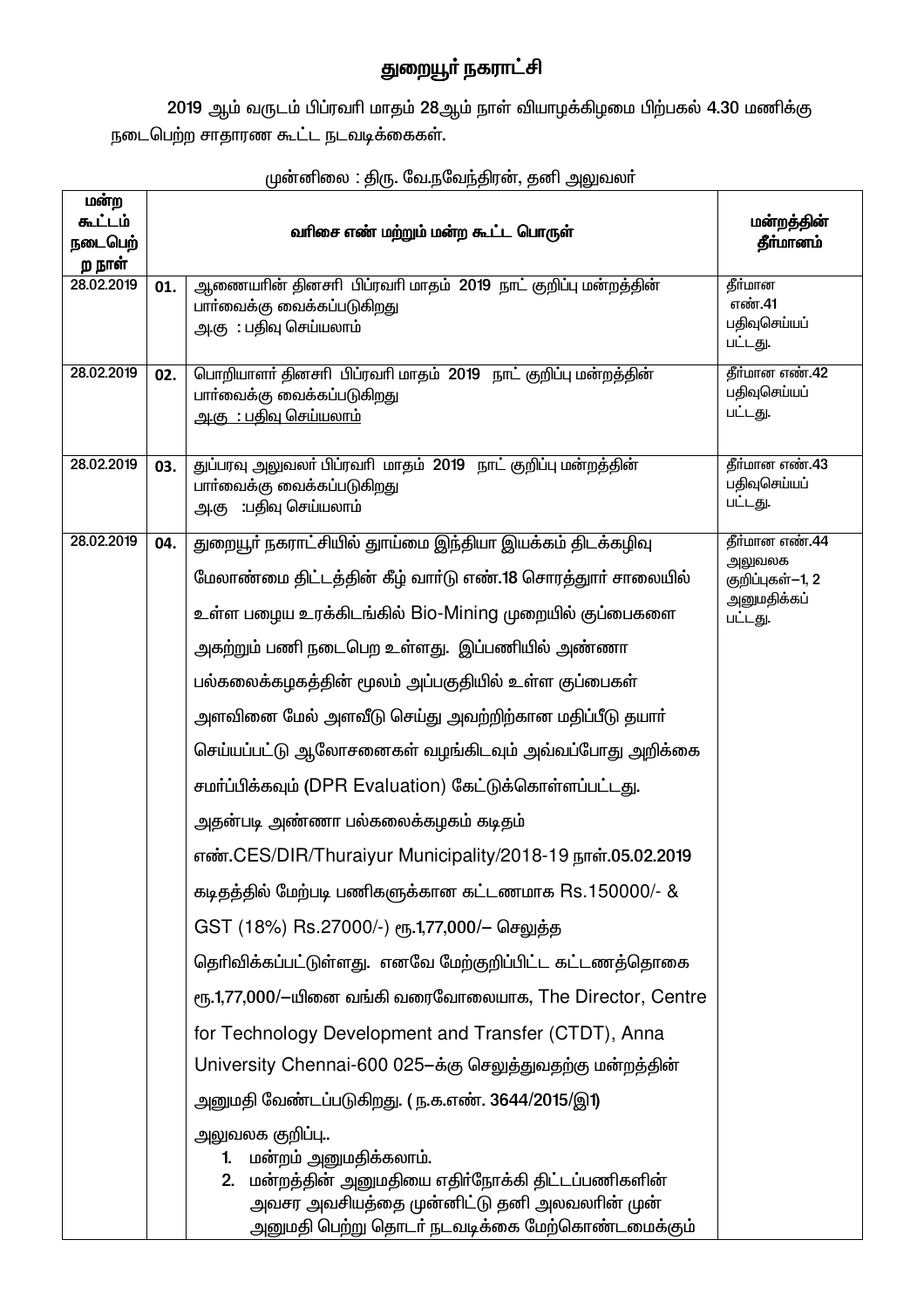# துறையூர் நகராட்சி

2019 ஆம் வருடம் பிப்ரவரி மாதம் 28ஆம் நாள் வியாழக்கிழமை பிற்பகல் 4.30 மணிக்கு நடைபெற்ற சாதாரண கூட்ட நடவடிக்கைகள்.

முன்னிலை : திரு. வே.நவேந்திரன், தனி அலுவலர்

| மன்ற கூட்டம் நடைபெற்ற நாள் | வரிசை எண் மற்றும் மன்ற கூட்ட பொருள் | | மன்றத்தின் தீர்மானம் |
|---|---|---|---|
| 28.02.2019 | 01. | ஆணையரின் தினசரி பிப்ரவரி மாதம் 2019 நாட் குறிப்பு மன்றத்தின் பார்வைக்கு வைக்கப்படுகிறது<br>அ.கு : பதிவு செய்யலாம் | தீர்மான எண்.41 பதிவுசெய்யப் பட்டது. |
| 28.02.2019 | 02. | பொறியாளர் தினசரி பிப்ரவரி மாதம் 2019 நாட் குறிப்பு மன்றத்தின் பார்வைக்கு வைக்கப்படுகிறது<br>அ.கு : பதிவு செய்யலாம் | தீர்மான எண்.42 பதிவுசெய்யப் பட்டது. |
| 28.02.2019 | 03. | துப்பரவு அலுவலர் பிப்ரவரி மாதம் 2019 நாட் குறிப்பு மன்றத்தின் பார்வைக்கு வைக்கப்படுகிறது<br>அ.கு :பதிவு செய்யலாம் | தீர்மான எண்.43 பதிவுசெய்யப் பட்டது. |
| 28.02.2019 | 04. | துறையூர் நகராட்சியில் தூய்மை இந்தியா இயக்கம் திடக்கழிவு மேலாண்மை திட்டத்தின் கீழ் வார்டு எண்.18 சொரத்தூர் சாலையில் உள்ள பழைய உரக்கிடங்கில் Bio-Mining முறையில் குப்பைகளை அகற்றும் பணி நடைபெற உள்ளது. இப்பணியில் அண்ணா பல்கலைக்கழகத்தின் மூலம் அப்பகுதியில் உள்ள குப்பைகள் அளவினை மேல் அளவீடு செய்து அவற்றிற்கான மதிப்பீடு தயார் செய்யப்பட்டு ஆலோசனைகள் வழங்கிடவும் அவ்வப்போது அறிக்கை சமர்ப்பிக்கவும் (DPR Evaluation) கேட்டுக்கொள்ளப்பட்டது. அதன்படி அண்ணா பல்கலைக்கழகம் கடிதம் எண்.CES/DIR/Thuraiyur Municipality/2018-19 நாள்.05.02.2019 கடிதத்தில் மேற்படி பணிகளுக்கான கட்டணமாக Rs.150000/- & GST (18%) Rs.27000/-) ரூ.1,77,000/– செலுத்த தெரிவிக்கப்பட்டுள்ளது. எனவே மேற்குறிப்பிட்ட கட்டணத்தொகை ரூ.1,77,000/–யினை வங்கி வரைவோலையாக, The Director, Centre for Technology Development and Transfer (CTDT), Anna University Chennai-600 025–க்கு செலுத்துவதற்கு மன்றத்தின் அனுமதி வேண்டப்படுகிறது. ( ந.க.எண். 3644/2015/இ1)<br>அலுவலக குறிப்பு..<br>1. மன்றம் அனுமதிக்கலாம்.<br>2. மன்றத்தின் அனுமதியை எதிர்நோக்கி திட்டப்பணிகளின் அவசர அவசியத்தை முன்னிட்டு தனி அலவலரின் முன் அனுமதி பெற்று தொடர் நடவடிக்கை மேற்கொண்டமைக்கும் | தீர்மான எண்.44 அலுவலக குறிப்புகள்–1, 2 அனுமதிக்கப் பட்டது. |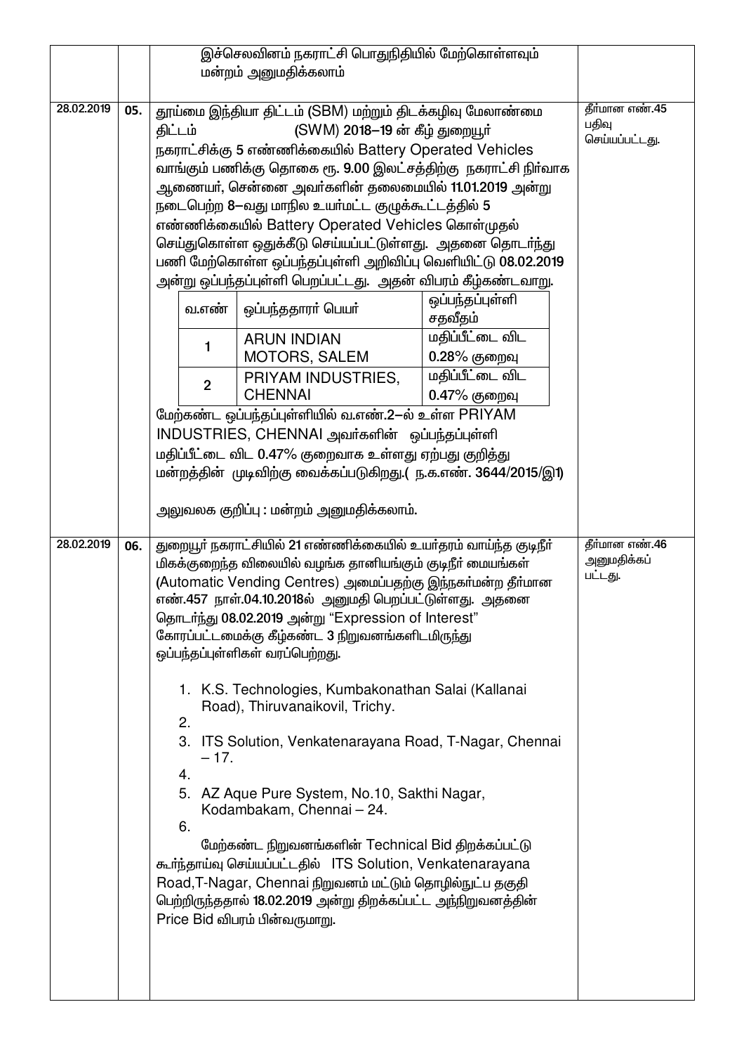| | | | |
|---|---|---|---|
| | | இச்செலவினம் நகராட்சி பொதுநிதியில் மேற்கொள்ளவும் மன்றம் அனுமதிக்கலாம் | |
| 28.02.2019 | 05. | தூய்மை இந்தியா திட்டம் (SBM) மற்றும் திடக்கழிவு மேலாண்மை திட்டம் (SWM) 2018–19 ன் கீழ் துறையூர் நகராட்சிக்கு 5 எண்ணிக்கையில் Battery Operated Vehicles வாங்கும் பணிக்கு தொகை ரூ. 9.00 இலட்சத்திற்கு நகராட்சி நிர்வாக ஆணையர், சென்னை அவர்களின் தலைமையில் 11.01.2019 அன்று நடைபெற்ற 8–வது மாநில உயர்மட்ட குழுக்கூட்டத்தில் 5 எண்ணிக்கையில் Battery Operated Vehicles கொள்முதல் செய்துகொள்ள ஒதுக்கீடு செய்யப்பட்டுள்ளது. அதனை தொடர்ந்து பணி மேற்கொள்ள ஒப்பந்தப்புள்ளி அறிவிப்பு வெளியிட்டு 08.02.2019 அன்று ஒப்பந்தப்புள்ளி பெறப்பட்டது. அதன் விபரம் கீழ்கண்டவாறு.<br><br>வ.எண் \| ஒப்பந்ததாரர் பெயர் \| ஒப்பந்தப்புள்ளி சதவீதம்<br>1 \| ARUN INDIAN MOTORS, SALEM \| மதிப்பீட்டை விட 0.28% குறைவு<br>2 \| PRIYAM INDUSTRIES, CHENNAI \| மதிப்பீட்டை விட 0.47% குறைவு<br><br>மேற்கண்ட ஒப்பந்தப்புள்ளியில் வ.எண்.2–ல் உள்ள PRIYAM INDUSTRIES, CHENNAI அவர்களின் ஒப்பந்தப்புள்ளி மதிப்பீட்டை விட 0.47% குறைவாக உள்ளது ஏற்பது குறித்து மன்றத்தின் முடிவிற்கு வைக்கப்படுகிறது.( ந.க.எண். 3644/2015/இ1)<br><br>அலுவலக குறிப்பு : மன்றம் அனுமதிக்கலாம். | தீர்மான எண்.45 பதிவு செய்யப்பட்டது. |
| 28.02.2019 | 06. | துறையூர் நகராட்சியில் 21 எண்ணிக்கையில் உயர்தரம் வாய்ந்த குடிநீர் மிகக்குறைந்த விலையில் வழங்க தானியங்கும் குடிநீர் மையங்கள் (Automatic Vending Centres) அமைப்பதற்கு இந்நகர்மன்ற தீர்மான எண்.457 நாள்.04.10.2018ல் அனுமதி பெறப்பட்டுள்ளது. அதனை தொடர்ந்து 08.02.2019 அன்று "Expression of Interest" கோரப்பட்டமைக்கு கீழ்கண்ட 3 நிறுவனங்களிடமிருந்து ஒப்பந்தப்புள்ளிகள் வரப்பெற்றது.<br><br>1. K.S. Technologies, Kumbakonathan Salai (Kallanai Road), Thiruvanaikovil, Trichy.<br>2.<br>3. ITS Solution, Venkatenarayana Road, T-Nagar, Chennai – 17.<br>4.<br>5. AZ Aque Pure System, No.10, Sakthi Nagar, Kodambakam, Chennai – 24.<br>6.<br><br>மேற்கண்ட நிறுவனங்களின் Technical Bid திறக்கப்பட்டு கூர்ந்தாய்வு செய்யப்பட்டதில் ITS Solution, Venkatenarayana Road,T-Nagar, Chennai நிறுவனம் மட்டும் தொழில்நுட்ப தகுதி பெற்றிருந்ததால் 18.02.2019 அன்று திறக்கப்பட்ட அந்நிறுவனத்தின் Price Bid விபரம் பின்வருமாறு. | தீர்மான எண்.46 அனுமதிக்கப் பட்டது. |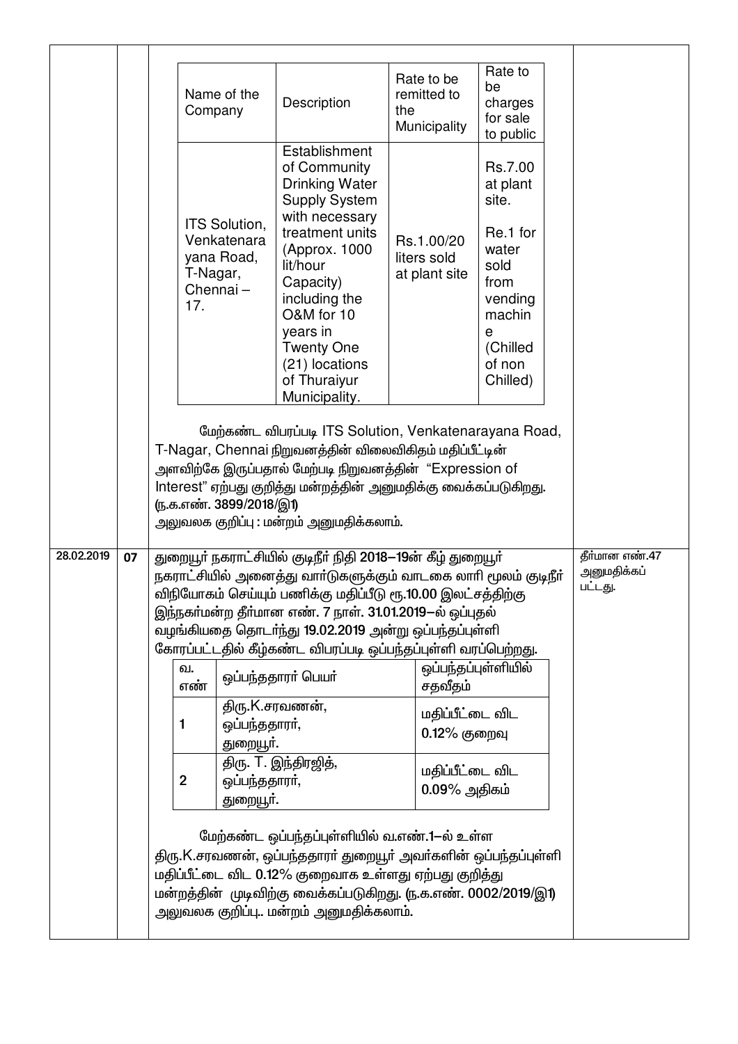| Name of the Company | Description | Rate to be remitted to the Municipality | Rate to be charges for sale to public |
|---|---|---|---|
| ITS Solution, Venkatenarayana Road, T-Nagar, Chennai – 17. | Establishment of Community Drinking Water Supply System with necessary treatment units (Approx. 1000 lit/hour Capacity) including the O&M for 10 years in Twenty One (21) locations of Thuraiyur Municipality. | Rs.1.00/20 liters sold at plant site | Rs.7.00 at plant site. Re.1 for water sold from vending machine (Chilled of non Chilled) |

மேற்கண்ட விபரப்படி ITS Solution, Venkatenarayana Road, T-Nagar, Chennai நிறுவனத்தின் விலைவிகிதம் மதிப்பீட்டின் அளவிற்கே இருப்பதால் மேற்படி நிறுவனத்தின் "Expression of Interest" ஏற்பது குறித்து மன்றத்தின் அனுமதிக்கு வைக்கப்படுகிறது. (ந.க.எண். 3899/2018/இ1)

அலுவலக குறிப்பு : மன்றம் அனுமதிக்கலாம்.

---

**28.02.2019 | 07**

துறையூர் நகராட்சியில் குடிநீர் நிதி 2018–19ன் கீழ் துறையூர் நகராட்சியில் அனைத்து வார்டுகளுக்கும் வாடகை லாரி மூலம் குடிநீர் விநியோகம் செய்யும் பணிக்கு மதிப்பீடு ரூ.10.00 இலட்சத்திற்கு இந்நகர்மன்ற தீர்மான எண். 7 நாள். 31.01.2019–ல் ஒப்புதல் வழங்கியதை தொடர்ந்து 19.02.2019 அன்று ஒப்பந்தப்புள்ளி கோரப்பட்டதில் கீழ்கண்ட விபரப்படி ஒப்பந்தப்புள்ளி வரப்பெற்றது.

| வ. எண் | ஒப்பந்ததாரர் பெயர் | ஒப்பந்தப்புள்ளியில் சதவீதம் |
|---|---|---|
| 1 | திரு.K.சரவணன், ஒப்பந்ததாரர், துறையூர். | மதிப்பீட்டை விட 0.12% குறைவு |
| 2 | திரு. T. இந்திரஜித், ஒப்பந்ததாரர், துறையூர். | மதிப்பீட்டை விட 0.09% அதிகம் |

மேற்கண்ட ஒப்பந்தப்புள்ளியில் வ.எண்.1–ல் உள்ள திரு.K.சரவணன், ஒப்பந்ததாரர் துறையூர் அவர்களின் ஒப்பந்தப்புள்ளி மதிப்பீட்டை விட 0.12% குறைவாக உள்ளது ஏற்பது குறித்து மன்றத்தின் முடிவிற்கு வைக்கப்படுகிறது. (ந.க.எண். 0002/2019/இ1)

அலுவலக குறிப்பு.. மன்றம் அனுமதிக்கலாம்.

தீர்மான எண்.47 அனுமதிக்கப் பட்டது.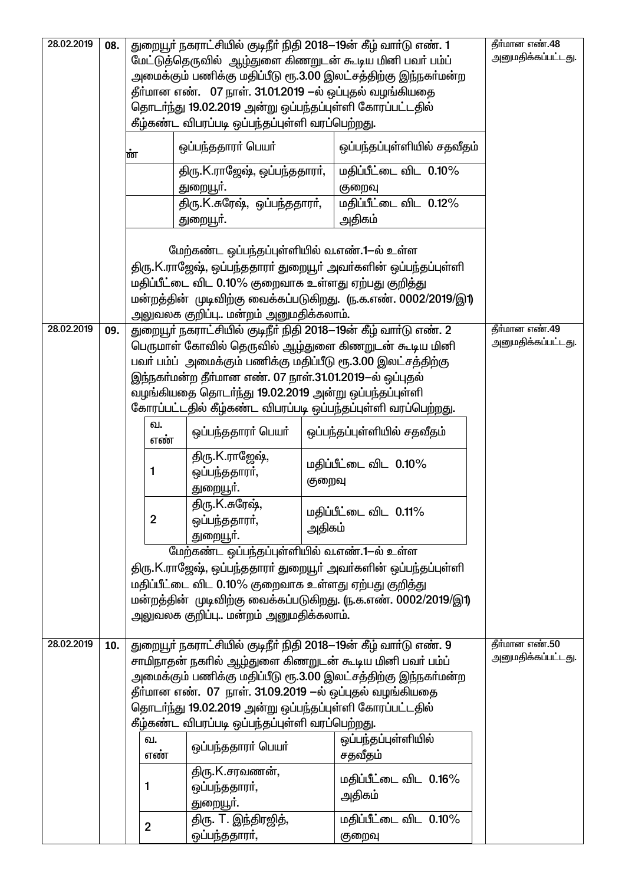| | | | |
|---|---|---|---|
| 28.02.2019 | 08. | துறையூர் நகராட்சியில் குடிநீர் நிதி 2018–19ன் கீழ் வார்டு எண். 1 மேட்டுத்தெருவில் ஆழ்துளை கிணறுடன் கூடிய மினி பவர் பம்ப் அமைக்கும் பணிக்கு மதிப்பீடு ரூ.3.00 இலட்சத்திற்கு இந்நகர்மன்ற தீர்மான எண். 07 நாள். 31.01.2019 –ல் ஒப்புதல் வழங்கியதை தொடர்ந்து 19.02.2019 அன்று ஒப்பந்தப்புள்ளி கோரப்பட்டதில் கீழ்கண்ட விபரப்படி ஒப்பந்தப்புள்ளி வரப்பெற்றது.<br><br>ண் \| ஒப்பந்ததாரர் பெயர் \| ஒப்பந்தப்புள்ளியில் சதவீதம்<br> \| திரு.K.ராஜேஷ், ஒப்பந்ததாரர், துறையூர். \| மதிப்பீட்டை விட 0.10% குறைவு<br> \| திரு.K.சுரேஷ், ஒப்பந்ததாரர், துறையூர். \| மதிப்பீட்டை விட 0.12% அதிகம்<br><br>மேற்கண்ட ஒப்பந்தப்புள்ளியில் வ.எண்.1–ல் உள்ள திரு.K.ராஜேஷ், ஒப்பந்ததாரர் துறையூர் அவர்களின் ஒப்பந்தப்புள்ளி மதிப்பீட்டை விட 0.10% குறைவாக உள்ளது ஏற்பது குறித்து மன்றத்தின் முடிவிற்கு வைக்கப்படுகிறது. (ந.க.எண். 0002/2019/இ1)<br>அலுவலக குறிப்பு.. மன்றம் அனுமதிக்கலாம். | தீர்மான எண்.48 அனுமதிக்கப்பட்டது. |
| 28.02.2019 | 09. | துறையூர் நகராட்சியில் குடிநீர் நிதி 2018–19ன் கீழ் வார்டு எண். 2 பெருமாள் கோவில் தெருவில் ஆழ்துளை கிணறுடன் கூடிய மினி பவர் பம்ப் அமைக்கும் பணிக்கு மதிப்பீடு ரூ.3.00 இலட்சத்திற்கு இந்நகர்மன்ற தீர்மான எண். 07 நாள்.31.01.2019–ல் ஒப்புதல் வழங்கியதை தொடர்ந்து 19.02.2019 அன்று ஒப்பந்தப்புள்ளி கோரப்பட்டதில் கீழ்கண்ட விபரப்படி ஒப்பந்தப்புள்ளி வரப்பெற்றது.<br><br>வ. எண் \| ஒப்பந்ததாரர் பெயர் \| ஒப்பந்தப்புள்ளியில் சதவீதம்<br>1 \| திரு.K.ராஜேஷ், ஒப்பந்ததாரர், துறையூர். \| மதிப்பீட்டை விட 0.10% குறைவு<br>2 \| திரு.K.சுரேஷ், ஒப்பந்ததாரர், துறையூர். \| மதிப்பீட்டை விட 0.11% அதிகம்<br><br>மேற்கண்ட ஒப்பந்தப்புள்ளியில் வ.எண்.1–ல் உள்ள திரு.K.ராஜேஷ், ஒப்பந்ததாரர் துறையூர் அவர்களின் ஒப்பந்தப்புள்ளி மதிப்பீட்டை விட 0.10% குறைவாக உள்ளது ஏற்பது குறித்து மன்றத்தின் முடிவிற்கு வைக்கப்படுகிறது. (ந.க.எண். 0002/2019/இ1)<br>அலுவலக குறிப்பு.. மன்றம் அனுமதிக்கலாம். | தீர்மான எண்.49 அனுமதிக்கப்பட்டது. |
| 28.02.2019 | 10. | துறையூர் நகராட்சியில் குடிநீர் நிதி 2018–19ன் கீழ் வார்டு எண். 9 சாமிநாதன் நகரில் ஆழ்துளை கிணறுடன் கூடிய மினி பவர் பம்ப் அமைக்கும் பணிக்கு மதிப்பீடு ரூ.3.00 இலட்சத்திற்கு இந்நகர்மன்ற தீர்மான எண். 07 நாள். 31.09.2019 –ல் ஒப்புதல் வழங்கியதை தொடர்ந்து 19.02.2019 அன்று ஒப்பந்தப்புள்ளி கோரப்பட்டதில் கீழ்கண்ட விபரப்படி ஒப்பந்தப்புள்ளி வரப்பெற்றது.<br><br>வ. எண் \| ஒப்பந்ததாரர் பெயர் \| ஒப்பந்தப்புள்ளியில் சதவீதம்<br>1 \| திரு.K.சரவணன், ஒப்பந்ததாரர், துறையூர். \| மதிப்பீட்டை விட 0.16% அதிகம்<br>2 \| திரு. T. இந்திரஜித், ஒப்பந்ததாரர், \| மதிப்பீட்டை விட 0.10% குறைவு | தீர்மான எண்.50 அனுமதிக்கப்பட்டது. |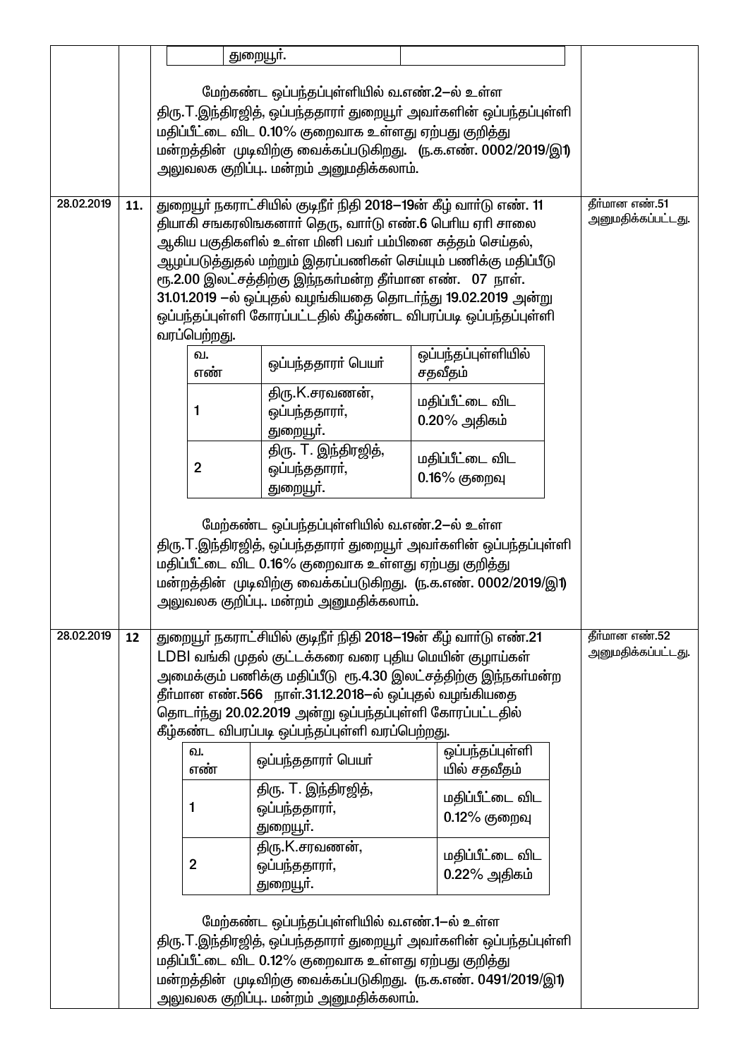| | | | |
|---|---|---|---|
| | | துறையூர்.<br><br>மேற்கண்ட ஒப்பந்தப்புள்ளியில் வ.எண்.2–ல் உள்ள திரு.T.இந்திரஜித், ஒப்பந்ததாரர் துறையூர் அவர்களின் ஒப்பந்தப்புள்ளி மதிப்பீட்டை விட 0.10% குறைவாக உள்ளது ஏற்பது குறித்து மன்றத்தின் முடிவிற்கு வைக்கப்படுகிறது. (ந.க.எண். 0002/2019/இ1)<br>அலுவலக குறிப்பு.. மன்றம் அனுமதிக்கலாம். | |
| 28.02.2019 | 11. | துறையூர் நகராட்சியில் குடிநீர் நிதி 2018–19ன் கீழ் வார்டு எண். 11 தியாகி சங்கரலிங்கனார் தெரு, வார்டு எண்.6 பெரிய ஏரி சாலை ஆகிய பகுதிகளில் உள்ள மினி பவர் பம்பினை சுத்தம் செய்தல், ஆழப்படுத்துதல் மற்றும் இதரப்பணிகள் செய்யும் பணிக்கு மதிப்பீடு ரூ.2.00 இலட்சத்திற்கு இந்நகர்மன்ற தீர்மான எண். 07 நாள். 31.01.2019 –ல் ஒப்புதல் வழங்கியதை தொடர்ந்து 19.02.2019 அன்று ஒப்பந்தப்புள்ளி கோரப்பட்டதில் கீழ்கண்ட விபரப்படி ஒப்பந்தப்புள்ளி வரப்பெற்றது.<br><br>வ.எண் 1 – திரு.K.சரவணன், ஒப்பந்ததாரர், துறையூர். – மதிப்பீட்டை விட 0.20% அதிகம்<br>வ.எண் 2 – திரு. T. இந்திரஜித், ஒப்பந்ததாரர், துறையூர். – மதிப்பீட்டை விட 0.16% குறைவு<br><br>மேற்கண்ட ஒப்பந்தப்புள்ளியில் வ.எண்.2–ல் உள்ள திரு.T.இந்திரஜித், ஒப்பந்ததாரர் துறையூர் அவர்களின் ஒப்பந்தப்புள்ளி மதிப்பீட்டை விட 0.16% குறைவாக உள்ளது ஏற்பது குறித்து மன்றத்தின் முடிவிற்கு வைக்கப்படுகிறது. (ந.க.எண். 0002/2019/இ1)<br>அலுவலக குறிப்பு.. மன்றம் அனுமதிக்கலாம். | தீர்மான எண்.51 அனுமதிக்கப்பட்டது. |
| 28.02.2019 | 12 | துறையூர் நகராட்சியில் குடிநீர் நிதி 2018–19ன் கீழ் வார்டு எண்.21 LDBI வங்கி முதல் குட்டக்கரை வரை புதிய மெயின் குழாய்கள் அமைக்கும் பணிக்கு மதிப்பீடு ரூ.4.30 இலட்சத்திற்கு இந்நகர்மன்ற தீர்மான எண்.566 நாள்.31.12.2018–ல் ஒப்புதல் வழங்கியதை தொடர்ந்து 20.02.2019 அன்று ஒப்பந்தப்புள்ளி கோரப்பட்டதில் கீழ்கண்ட விபரப்படி ஒப்பந்தப்புள்ளி வரப்பெற்றது.<br><br>வ.எண் 1 – திரு. T. இந்திரஜித், ஒப்பந்ததாரர், துறையூர். – மதிப்பீட்டை விட 0.12% குறைவு<br>வ.எண் 2 – திரு.K.சரவணன், ஒப்பந்ததாரர், துறையூர். – மதிப்பீட்டை விட 0.22% அதிகம்<br><br>மேற்கண்ட ஒப்பந்தப்புள்ளியில் வ.எண்.1–ல் உள்ள திரு.T.இந்திரஜித், ஒப்பந்ததாரர் துறையூர் அவர்களின் ஒப்பந்தப்புள்ளி மதிப்பீட்டை விட 0.12% குறைவாக உள்ளது ஏற்பது குறித்து மன்றத்தின் முடிவிற்கு வைக்கப்படுகிறது. (ந.க.எண். 0491/2019/இ1)<br>அலுவலக குறிப்பு.. மன்றம் அனுமதிக்கலாம். | தீர்மான எண்.52 அனுமதிக்கப்பட்டது. |

**Item 11 – tender details:**

| வ. எண் | ஒப்பந்ததாரர் பெயர் | ஒப்பந்தப்புள்ளியில் சதவீதம் |
|---|---|---|
| 1 | திரு.K.சரவணன், ஒப்பந்ததாரர், துறையூர். | மதிப்பீட்டை விட 0.20% அதிகம் |
| 2 | திரு. T. இந்திரஜித், ஒப்பந்ததாரர், துறையூர். | மதிப்பீட்டை விட 0.16% குறைவு |

**Item 12 – tender details:**

| வ. எண் | ஒப்பந்ததாரர் பெயர் | ஒப்பந்தப்புள்ளியில் சதவீதம் |
|---|---|---|
| 1 | திரு. T. இந்திரஜித், ஒப்பந்ததாரர், துறையூர். | மதிப்பீட்டை விட 0.12% குறைவு |
| 2 | திரு.K.சரவணன், ஒப்பந்ததாரர், துறையூர். | மதிப்பீட்டை விட 0.22% அதிகம் |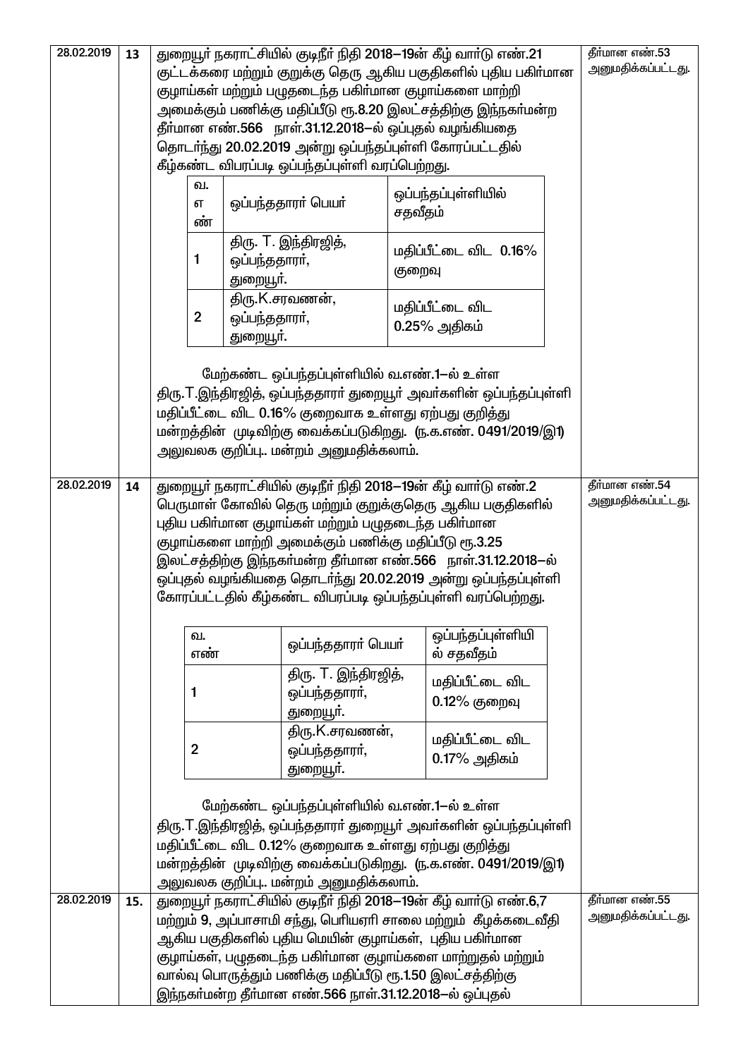| தேதி | வ.எண் | பொருள் | தீர்மானம் |
|---|---|---|---|
| 28.02.2019 | 13 | துறையூர் நகராட்சியில் குடிநீர் நிதி 2018–19ன் கீழ் வார்டு எண்.21 குட்டக்கரை மற்றும் குறுக்கு தெரு ஆகிய பகுதிகளில் புதிய பகிர்மான குழாய்கள் மற்றும் பழுதடைந்த பகிர்மான குழாய்களை மாற்றி அமைக்கும் பணிக்கு மதிப்பீடு ரூ.8.20 இலட்சத்திற்கு இந்நகர்மன்ற தீர்மான எண்.566 நாள்.31.12.2018–ல் ஒப்புதல் வழங்கியதை தொடர்ந்து 20.02.2019 அன்று ஒப்பந்தப்புள்ளி கோரப்பட்டதில் கீழ்கண்ட விபரப்படி ஒப்பந்தப்புள்ளி வரப்பெற்றது. | தீர்மான எண்.53 அனுமதிக்கப்பட்டது. |

| வ. எண் | ஒப்பந்ததாரர் பெயர் | ஒப்பந்தப்புள்ளியில் சதவீதம் |
|---|---|---|
| 1 | திரு. T. இந்திரஜித், ஒப்பந்ததாரர், துறையூர். | மதிப்பீட்டை விட 0.16% குறைவு |
| 2 | திரு.K.சரவணன், ஒப்பந்ததாரர், துறையூர். | மதிப்பீட்டை விட 0.25% அதிகம் |

மேற்கண்ட ஒப்பந்தப்புள்ளியில் வ.எண்.1–ல் உள்ள திரு.T.இந்திரஜித், ஒப்பந்ததாரர் துறையூர் அவர்களின் ஒப்பந்தப்புள்ளி மதிப்பீட்டை விட 0.16% குறைவாக உள்ளது ஏற்பது குறித்து மன்றத்தின் முடிவிற்கு வைக்கப்படுகிறது. (ந.க.எண். 0491/2019/இ1)

அலுவலக குறிப்பு.. மன்றம் அனுமதிக்கலாம்.

| தேதி | வ.எண் | பொருள் | தீர்மானம் |
|---|---|---|---|
| 28.02.2019 | 14 | துறையூர் நகராட்சியில் குடிநீர் நிதி 2018–19ன் கீழ் வார்டு எண்.2 பெருமாள் கோவில் தெரு மற்றும் குறுக்குதெரு ஆகிய பகுதிகளில் புதிய பகிர்மான குழாய்கள் மற்றும் பழுதடைந்த பகிர்மான குழாய்களை மாற்றி அமைக்கும் பணிக்கு மதிப்பீடு ரூ.3.25 இலட்சத்திற்கு இந்நகர்மன்ற தீர்மான எண்.566 நாள்.31.12.2018–ல் ஒப்புதல் வழங்கியதை தொடர்ந்து 20.02.2019 அன்று ஒப்பந்தப்புள்ளி கோரப்பட்டதில் கீழ்கண்ட விபரப்படி ஒப்பந்தப்புள்ளி வரப்பெற்றது. | தீர்மான எண்.54 அனுமதிக்கப்பட்டது. |

| வ. எண் | ஒப்பந்ததாரர் பெயர் | ஒப்பந்தப்புள்ளியில் சதவீதம் |
|---|---|---|
| 1 | திரு. T. இந்திரஜித், ஒப்பந்ததாரர், துறையூர். | மதிப்பீட்டை விட 0.12% குறைவு |
| 2 | திரு.K.சரவணன், ஒப்பந்ததாரர், துறையூர். | மதிப்பீட்டை விட 0.17% அதிகம் |

மேற்கண்ட ஒப்பந்தப்புள்ளியில் வ.எண்.1–ல் உள்ள திரு.T.இந்திரஜித், ஒப்பந்ததாரர் துறையூர் அவர்களின் ஒப்பந்தப்புள்ளி மதிப்பீட்டை விட 0.12% குறைவாக உள்ளது ஏற்பது குறித்து மன்றத்தின் முடிவிற்கு வைக்கப்படுகிறது. (ந.க.எண். 0491/2019/இ1)

அலுவலக குறிப்பு.. மன்றம் அனுமதிக்கலாம்.

| தேதி | வ.எண் | பொருள் | தீர்மானம் |
|---|---|---|---|
| 28.02.2019 | 15. | துறையூர் நகராட்சியில் குடிநீர் நிதி 2018–19ன் கீழ் வார்டு எண்.6,7 மற்றும் 9, அப்பாசாமி சந்து, பெரியஏரி சாலை மற்றும் கீழக்கடைவீதி ஆகிய பகுதிகளில் புதிய மெயின் குழாய்கள், புதிய பகிர்மான குழாய்கள், பழுதடைந்த பகிர்மான குழாய்களை மாற்றுதல் மற்றும் வால்வு பொருத்தும் பணிக்கு மதிப்பீடு ரூ.1.50 இலட்சத்திற்கு இந்நகர்மன்ற தீர்மான எண்.566 நாள்.31.12.2018–ல் ஒப்புதல் | தீர்மான எண்.55 அனுமதிக்கப்பட்டது. |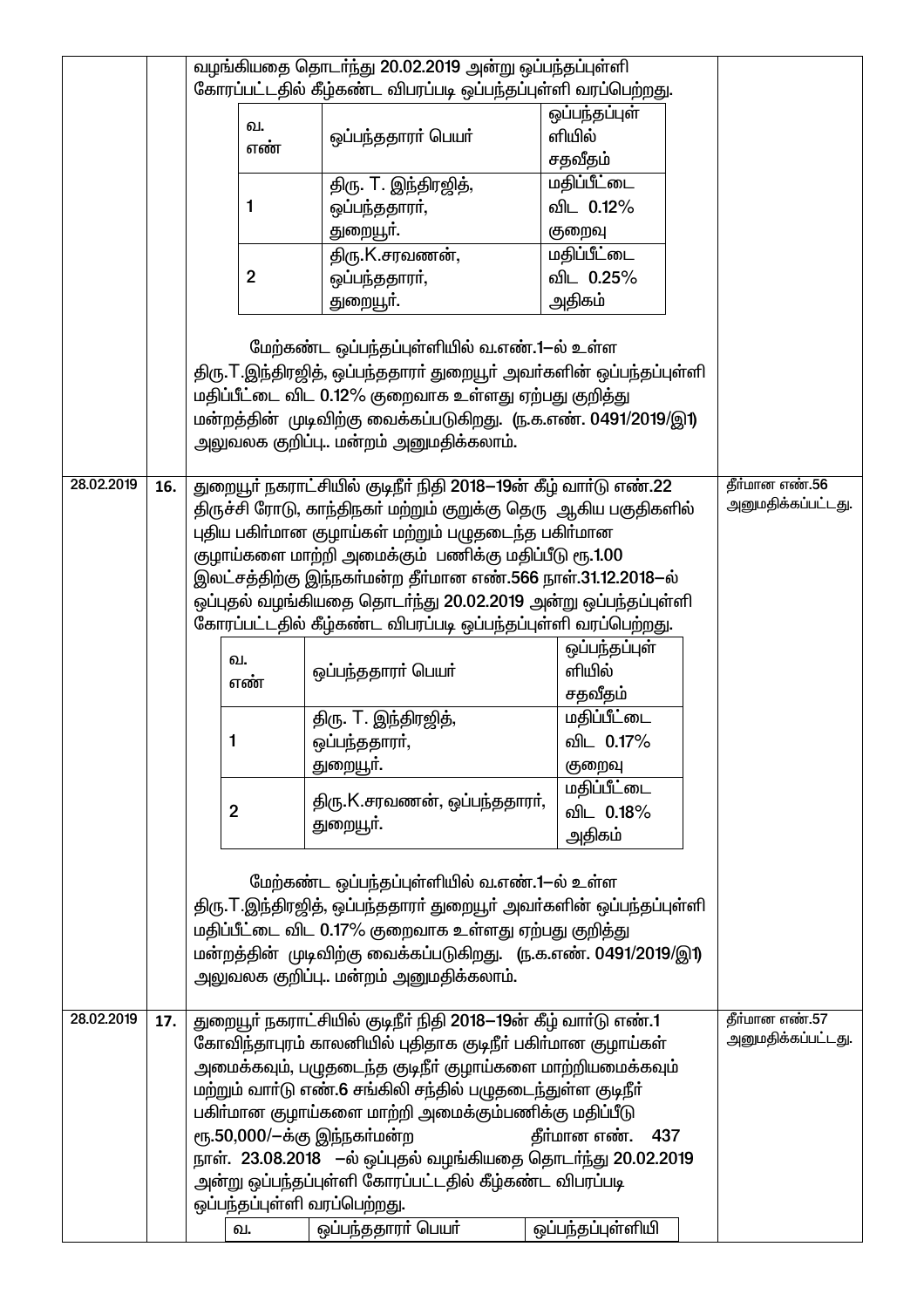| | | | |
|---|---|---|---|
| | | வழங்கியதை தொடர்ந்து 20.02.2019 அன்று ஒப்பந்தப்புள்ளி கோரப்பட்டதில் கீழ்கண்ட விபரப்படி ஒப்பந்தப்புள்ளி வரப்பெற்றது. | |

| வ. எண் | ஒப்பந்ததாரர் பெயர் | ஒப்பந்தப்புள்ளியில் சதவீதம் |
|---|---|---|
| 1 | திரு. T. இந்திரஜித், ஒப்பந்ததாரர், துறையூர். | மதிப்பீட்டை விட 0.12% குறைவு |
| 2 | திரு.K.சரவணன், ஒப்பந்ததாரர், துறையூர். | மதிப்பீட்டை விட 0.25% அதிகம் |

மேற்கண்ட ஒப்பந்தப்புள்ளியில் வ.எண்.1–ல் உள்ள திரு.T.இந்திரஜித், ஒப்பந்ததாரர் துறையூர் அவர்களின் ஒப்பந்தப்புள்ளி மதிப்பீட்டை விட 0.12% குறைவாக உள்ளது ஏற்பது குறித்து மன்றத்தின் முடிவிற்கு வைக்கப்படுகிறது. (ந.க.எண். 0491/2019/இ1)

அலுவலக குறிப்பு.. மன்றம் அனுமதிக்கலாம்.

| தேதி | எண் | பொருள் | தீர்மானம் |
|---|---|---|---|
| 28.02.2019 | 16. | துறையூர் நகராட்சியில் குடிநீர் நிதி 2018–19ன் கீழ் வார்டு எண்.22 திருச்சி ரோடு, காந்திநகர் மற்றும் குறுக்கு தெரு ஆகிய பகுதிகளில் புதிய பகிர்மான குழாய்கள் மற்றும் பழுதடைந்த பகிர்மான குழாய்களை மாற்றி அமைக்கும் பணிக்கு மதிப்பீடு ரூ.1.00 இலட்சத்திற்கு இந்நகர்மன்ற தீர்மான எண்.566 நாள்.31.12.2018–ல் ஒப்புதல் வழங்கியதை தொடர்ந்து 20.02.2019 அன்று ஒப்பந்தப்புள்ளி கோரப்பட்டதில் கீழ்கண்ட விபரப்படி ஒப்பந்தப்புள்ளி வரப்பெற்றது. | தீர்மான எண்.56 அனுமதிக்கப்பட்டது. |

| வ. எண் | ஒப்பந்ததாரர் பெயர் | ஒப்பந்தப்புள்ளியில் சதவீதம் |
|---|---|---|
| 1 | திரு. T. இந்திரஜித், ஒப்பந்ததாரர், துறையூர். | மதிப்பீட்டை விட 0.17% குறைவு |
| 2 | திரு.K.சரவணன், ஒப்பந்ததாரர், துறையூர். | மதிப்பீட்டை விட 0.18% அதிகம் |

மேற்கண்ட ஒப்பந்தப்புள்ளியில் வ.எண்.1–ல் உள்ள திரு.T.இந்திரஜித், ஒப்பந்ததாரர் துறையூர் அவர்களின் ஒப்பந்தப்புள்ளி மதிப்பீட்டை விட 0.17% குறைவாக உள்ளது ஏற்பது குறித்து மன்றத்தின் முடிவிற்கு வைக்கப்படுகிறது. (ந.க.எண். 0491/2019/இ1)

அலுவலக குறிப்பு.. மன்றம் அனுமதிக்கலாம்.

| தேதி | எண் | பொருள் | தீர்மானம் |
|---|---|---|---|
| 28.02.2019 | 17. | துறையூர் நகராட்சியில் குடிநீர் நிதி 2018–19ன் கீழ் வார்டு எண்.1 கோவிந்தாபுரம் காலனியில் புதிதாக குடிநீர் பகிர்மான குழாய்கள் அமைக்கவும், பழுதடைந்த குடிநீர் குழாய்களை மாற்றியமைக்கவும் மற்றும் வார்டு எண்.6 சங்கிலி சந்தில் பழுதடைந்துள்ள குடிநீர் பகிர்மான குழாய்களை மாற்றி அமைக்கும்பணிக்கு மதிப்பீடு ரூ.50,000/–க்கு இந்நகர்மன்ற தீர்மான எண். 437 நாள். 23.08.2018 –ல் ஒப்புதல் வழங்கியதை தொடர்ந்து 20.02.2019 அன்று ஒப்பந்தப்புள்ளி கோரப்பட்டதில் கீழ்கண்ட விபரப்படி ஒப்பந்தப்புள்ளி வரப்பெற்றது. | தீர்மான எண்.57 அனுமதிக்கப்பட்டது. |

| வ. | ஒப்பந்ததாரர் பெயர் | ஒப்பந்தப்புள்ளியி |
|---|---|---|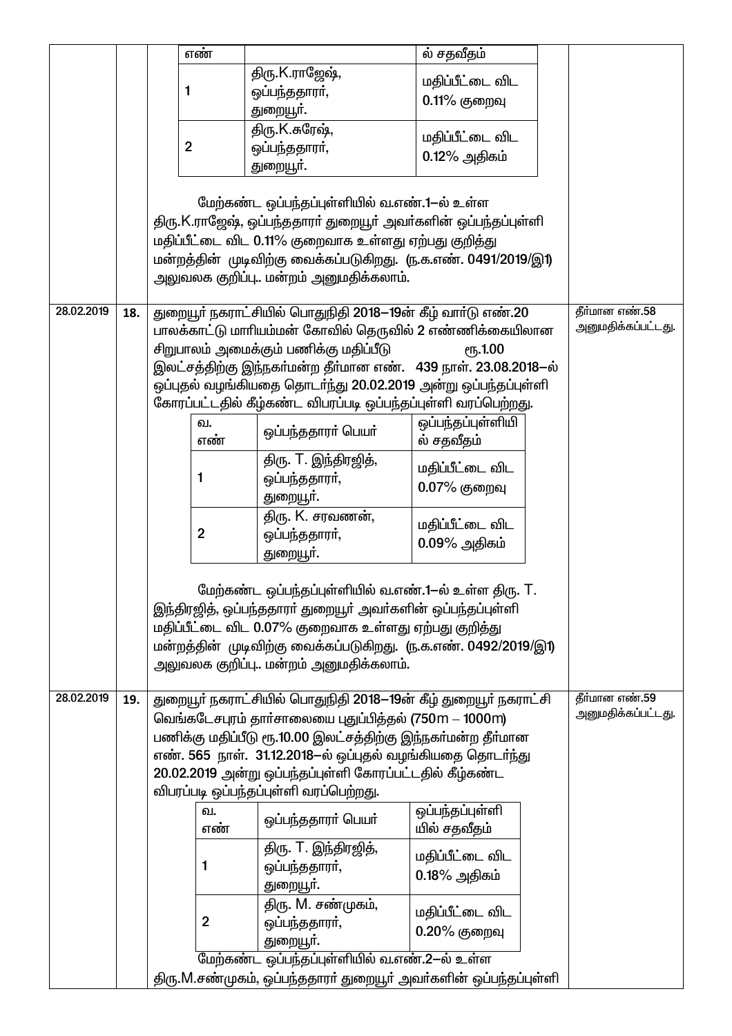| | | | |
|---|---|---|---|
| | | | |

| எண் | | ல் சதவீதம் |
|---|---|---|
| 1 | திரு.K.ராஜேஷ், ஒப்பந்ததாரர், துறையூர். | மதிப்பீட்டை விட 0.11% குறைவு |
| 2 | திரு.K.சுரேஷ், ஒப்பந்ததாரர், துறையூர். | மதிப்பீட்டை விட 0.12% அதிகம் |

மேற்கண்ட ஒப்பந்தப்புள்ளியில் வ.எண்.1–ல் உள்ள திரு.K.ராஜேஷ், ஒப்பந்ததாரர் துறையூர் அவர்களின் ஒப்பந்தப்புள்ளி மதிப்பீட்டை விட 0.11% குறைவாக உள்ளது ஏற்பது குறித்து மன்றத்தின் முடிவிற்கு வைக்கப்படுகிறது. (ந.க.எண். 0491/2019/இ1) அலுவலக குறிப்பு.. மன்றம் அனுமதிக்கலாம்.

---

**28.02.2019 | 18.** | தீர்மான எண்.58 அனுமதிக்கப்பட்டது.

துறையூர் நகராட்சியில் பொதுநிதி 2018–19ன் கீழ் வார்டு எண்.20 பாலக்காட்டு மாரியம்மன் கோவில் தெருவில் 2 எண்ணிக்கையிலான சிறுபாலம் அமைக்கும் பணிக்கு மதிப்பீடு ரூ.1.00 இலட்சத்திற்கு இந்நகர்மன்ற தீர்மான எண். 439 நாள். 23.08.2018–ல் ஒப்புதல் வழங்கியதை தொடர்ந்து 20.02.2019 அன்று ஒப்பந்தப்புள்ளி கோரப்பட்டதில் கீழ்கண்ட விபரப்படி ஒப்பந்தப்புள்ளி வரப்பெற்றது.

| வ. எண் | ஒப்பந்ததாரர் பெயர் | ஒப்பந்தப்புள்ளியில் சதவீதம் |
|---|---|---|
| 1 | திரு. T. இந்திரஜித், ஒப்பந்ததாரர், துறையூர். | மதிப்பீட்டை விட 0.07% குறைவு |
| 2 | திரு. K. சரவணன், ஒப்பந்ததாரர், துறையூர். | மதிப்பீட்டை விட 0.09% அதிகம் |

மேற்கண்ட ஒப்பந்தப்புள்ளியில் வ.எண்.1–ல் உள்ள திரு. T. இந்திரஜித், ஒப்பந்ததாரர் துறையூர் அவர்களின் ஒப்பந்தப்புள்ளி மதிப்பீட்டை விட 0.07% குறைவாக உள்ளது ஏற்பது குறித்து மன்றத்தின் முடிவிற்கு வைக்கப்படுகிறது. (ந.க.எண். 0492/2019/இ1) அலுவலக குறிப்பு.. மன்றம் அனுமதிக்கலாம்.

---

**28.02.2019 | 19.** | தீர்மான எண்.59 அனுமதிக்கப்பட்டது.

துறையூர் நகராட்சியில் பொதுநிதி 2018–19ன் கீழ் துறையூர் நகராட்சி வெங்கடேசபுரம் தார்சாலையை புதுப்பித்தல் (750m – 1000m) பணிக்கு மதிப்பீடு ரூ.10.00 இலட்சத்திற்கு இந்நகர்மன்ற தீர்மான எண். 565 நாள். 31.12.2018–ல் ஒப்புதல் வழங்கியதை தொடர்ந்து 20.02.2019 அன்று ஒப்பந்தப்புள்ளி கோரப்பட்டதில் கீழ்கண்ட விபரப்படி ஒப்பந்தப்புள்ளி வரப்பெற்றது.

| வ. எண் | ஒப்பந்ததாரர் பெயர் | ஒப்பந்தப்புள்ளியில் சதவீதம் |
|---|---|---|
| 1 | திரு. T. இந்திரஜித், ஒப்பந்ததாரர், துறையூர். | மதிப்பீட்டை விட 0.18% அதிகம் |
| 2 | திரு. M. சண்முகம், ஒப்பந்ததாரர், துறையூர். | மதிப்பீட்டை விட 0.20% குறைவு |

மேற்கண்ட ஒப்பந்தப்புள்ளியில் வ.எண்.2–ல் உள்ள திரு.M.சண்முகம், ஒப்பந்ததாரர் துறையூர் அவர்களின் ஒப்பந்தப்புள்ளி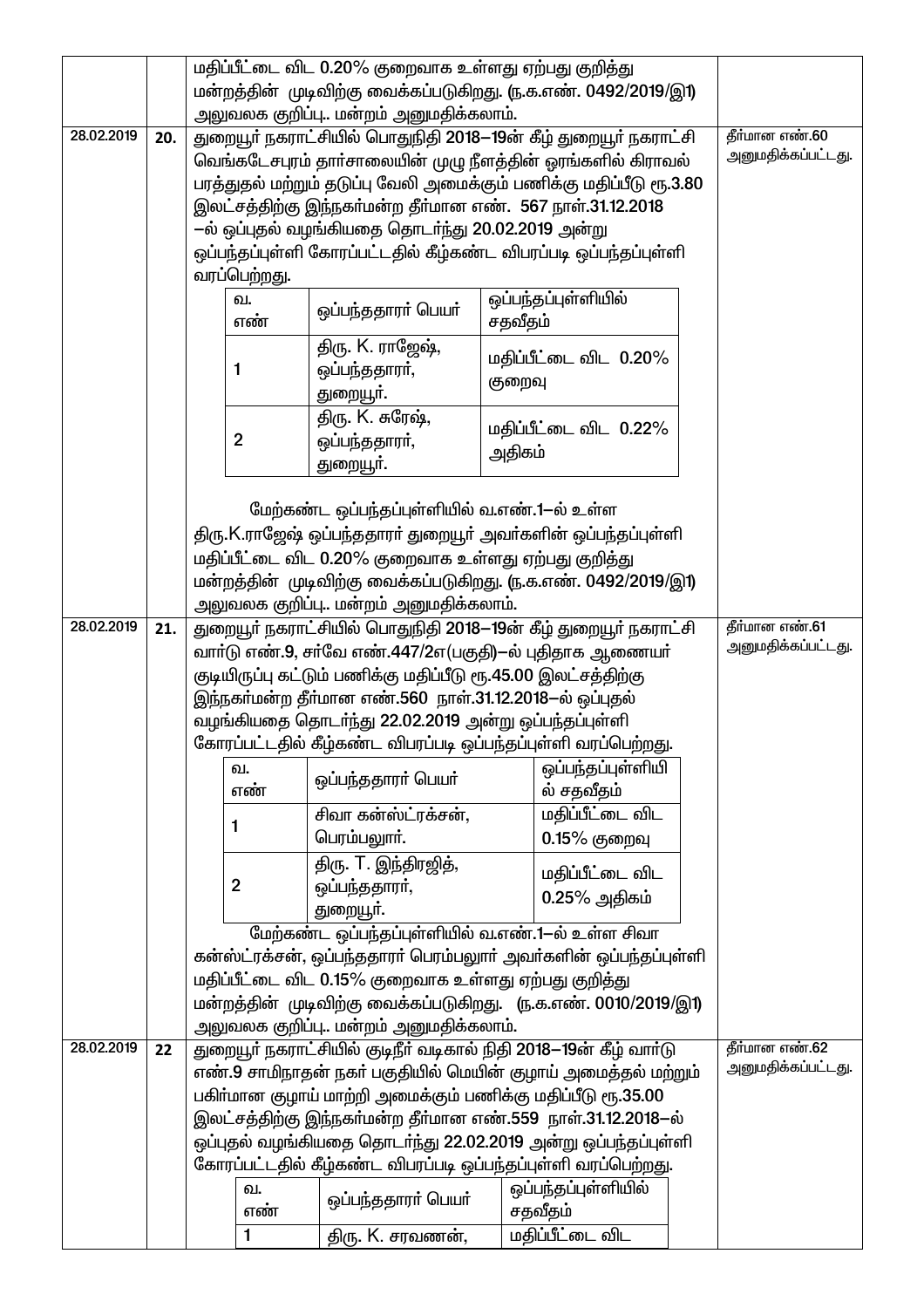| | | | |
|---|---|---|---|
| | | மதிப்பீட்டை விட 0.20% குறைவாக உள்ளது ஏற்பது குறித்து மன்றத்தின் முடிவிற்கு வைக்கப்படுகிறது. (ந.க.எண். 0492/2019/இ1) அலுவலக குறிப்பு.. மன்றம் அனுமதிக்கலாம். | |
| 28.02.2019 | 20. | துறையூர் நகராட்சியில் பொதுநிதி 2018–19ன் கீழ் துறையூர் நகராட்சி வெங்கடேசபுரம் தார்சாலையின் முழு நீளத்தின் ஓரங்களில் கிராவல் பரத்துதல் மற்றும் தடுப்பு வேலி அமைக்கும் பணிக்கு மதிப்பீடு ரூ.3.80 இலட்சத்திற்கு இந்நகர்மன்ற தீர்மான எண். 567 நாள்.31.12.2018 –ல் ஒப்புதல் வழங்கியதை தொடர்ந்து 20.02.2019 அன்று ஒப்பந்தப்புள்ளி கோரப்பட்டதில் கீழ்கண்ட விபரப்படி ஒப்பந்தப்புள்ளி வரப்பெற்றது. | தீர்மான எண்.60 அனுமதிக்கப்பட்டது. |

| வ. எண் | ஒப்பந்ததாரர் பெயர் | ஒப்பந்தப்புள்ளியில் சதவீதம் |
|---|---|---|
| 1 | திரு. K. ராஜேஷ், ஒப்பந்ததாரர், துறையூர். | மதிப்பீட்டை விட 0.20% குறைவு |
| 2 | திரு. K. சுரேஷ், ஒப்பந்ததாரர், துறையூர். | மதிப்பீட்டை விட 0.22% அதிகம் |

மேற்கண்ட ஒப்பந்தப்புள்ளியில் வ.எண்.1–ல் உள்ள திரு.K.ராஜேஷ் ஒப்பந்ததாரர் துறையூர் அவர்களின் ஒப்பந்தப்புள்ளி மதிப்பீட்டை விட 0.20% குறைவாக உள்ளது ஏற்பது குறித்து மன்றத்தின் முடிவிற்கு வைக்கப்படுகிறது. (ந.க.எண். 0492/2019/இ1) அலுவலக குறிப்பு.. மன்றம் அனுமதிக்கலாம்.

| | | | |
|---|---|---|---|
| 28.02.2019 | 21. | துறையூர் நகராட்சியில் பொதுநிதி 2018–19ன் கீழ் துறையூர் நகராட்சி வார்டு எண்.9, சர்வே எண்.447/2எ(பகுதி)–ல் புதிதாக ஆணையர் குடியிருப்பு கட்டும் பணிக்கு மதிப்பீடு ரூ.45.00 இலட்சத்திற்கு இந்நகர்மன்ற தீர்மான எண்.560 நாள்.31.12.2018–ல் ஒப்புதல் வழங்கியதை தொடர்ந்து 22.02.2019 அன்று ஒப்பந்தப்புள்ளி கோரப்பட்டதில் கீழ்கண்ட விபரப்படி ஒப்பந்தப்புள்ளி வரப்பெற்றது. | தீர்மான எண்.61 அனுமதிக்கப்பட்டது. |

| வ. எண் | ஒப்பந்ததாரர் பெயர் | ஒப்பந்தப்புள்ளியில் சதவீதம் |
|---|---|---|
| 1 | சிவா கன்ஸ்ட்ரக்சன், பெரம்பலூர். | மதிப்பீட்டை விட 0.15% குறைவு |
| 2 | திரு. T. இந்திரஜித், ஒப்பந்ததாரர், துறையூர். | மதிப்பீட்டை விட 0.25% அதிகம் |

மேற்கண்ட ஒப்பந்தப்புள்ளியில் வ.எண்.1–ல் உள்ள சிவா கன்ஸ்ட்ரக்சன், ஒப்பந்ததாரர் பெரம்பலூர் அவர்களின் ஒப்பந்தப்புள்ளி மதிப்பீட்டை விட 0.15% குறைவாக உள்ளது ஏற்பது குறித்து மன்றத்தின் முடிவிற்கு வைக்கப்படுகிறது. (ந.க.எண். 0010/2019/இ1) அலுவலக குறிப்பு.. மன்றம் அனுமதிக்கலாம்.

| | | | |
|---|---|---|---|
| 28.02.2019 | 22 | துறையூர் நகராட்சியில் குடிநீர் வடிகால் நிதி 2018–19ன் கீழ் வார்டு எண்.9 சாமிநாதன் நகர் பகுதியில் மெயின் குழாய் அமைத்தல் மற்றும் பகிர்மான குழாய் மாற்றி அமைக்கும் பணிக்கு மதிப்பீடு ரூ.35.00 இலட்சத்திற்கு இந்நகர்மன்ற தீர்மான எண்.559 நாள்.31.12.2018–ல் ஒப்புதல் வழங்கியதை தொடர்ந்து 22.02.2019 அன்று ஒப்பந்தப்புள்ளி கோரப்பட்டதில் கீழ்கண்ட விபரப்படி ஒப்பந்தப்புள்ளி வரப்பெற்றது. | தீர்மான எண்.62 அனுமதிக்கப்பட்டது. |

| வ. எண் | ஒப்பந்ததாரர் பெயர் | ஒப்பந்தப்புள்ளியில் சதவீதம் |
|---|---|---|
| 1 | திரு. K. சரவணன், | மதிப்பீட்டை விட |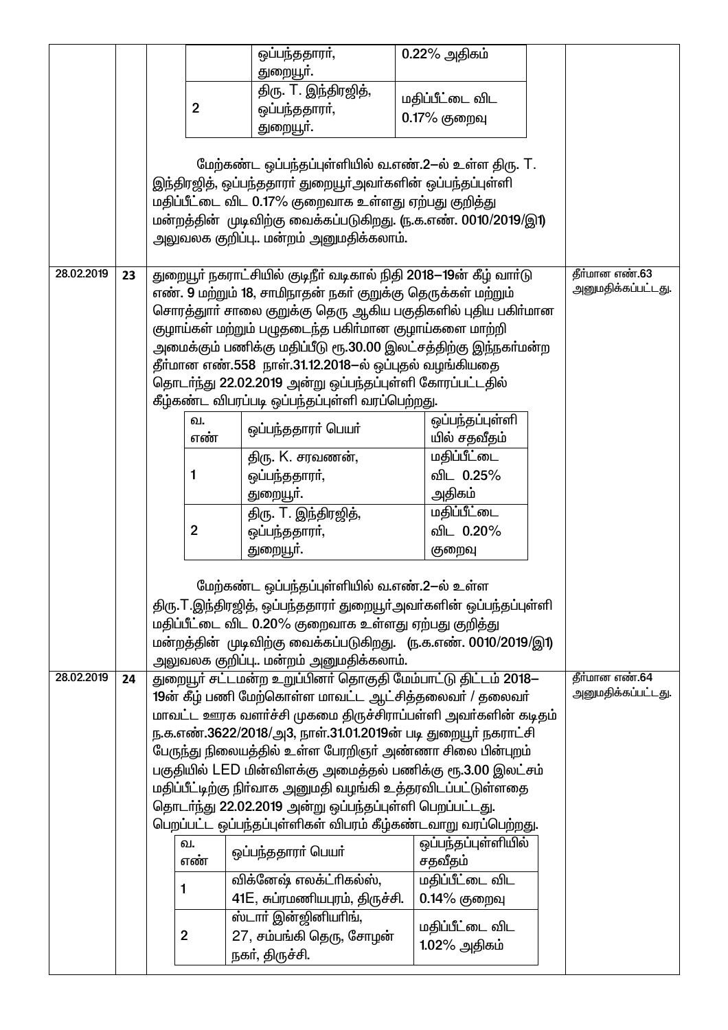| | | | |
|---|---|---|---|
| | | (continued) ஒப்பந்ததாரர், துறையூர். — 0.22% அதிகம்<br><br>2 — திரு. T. இந்திரஜித், ஒப்பந்ததாரர், துறையூர். — மதிப்பீட்டை விட 0.17% குறைவு<br><br>மேற்கண்ட ஒப்பந்தப்புள்ளியில் வ.எண்.2–ல் உள்ள திரு. T. இந்திரஜித், ஒப்பந்ததாரர் துறையூர்அவர்களின் ஒப்பந்தப்புள்ளி மதிப்பீட்டை விட 0.17% குறைவாக உள்ளது ஏற்பது குறித்து மன்றத்தின் முடிவிற்கு வைக்கப்படுகிறது. (ந.க.எண். 0010/2019/இ1)<br>அலுவலக குறிப்பு.. மன்றம் அனுமதிக்கலாம். | |
| 28.02.2019 | 23 | துறையூர் நகராட்சியில் குடிநீர் வடிகால் நிதி 2018–19ன் கீழ் வார்டு எண். 9 மற்றும் 18, சாமிநாதன் நகர் குறுக்கு தெருக்கள் மற்றும் சொரத்தூர் சாலை குறுக்கு தெரு ஆகிய பகுதிகளில் புதிய பகிர்மான குழாய்கள் மற்றும் பழுதடைந்த பகிர்மான குழாய்களை மாற்றி அமைக்கும் பணிக்கு மதிப்பீடு ரூ.30.00 இலட்சத்திற்கு இந்நகர்மன்ற தீர்மான எண்.558 நாள்.31.12.2018–ல் ஒப்புதல் வழங்கியதை தொடர்ந்து 22.02.2019 அன்று ஒப்பந்தப்புள்ளி கோரப்பட்டதில் கீழ்கண்ட விபரப்படி ஒப்பந்தப்புள்ளி வரப்பெற்றது.<br><br>வ. எண் — ஒப்பந்ததாரர் பெயர் — ஒப்பந்தப்புள்ளியில் சதவீதம்<br>1 — திரு. K. சரவணன், ஒப்பந்ததாரர், துறையூர். — மதிப்பீட்டை விட 0.25% அதிகம்<br>2 — திரு. T. இந்திரஜித், ஒப்பந்ததாரர், துறையூர். — மதிப்பீட்டை விட 0.20% குறைவு<br><br>மேற்கண்ட ஒப்பந்தப்புள்ளியில் வ.எண்.2–ல் உள்ள திரு.T.இந்திரஜித், ஒப்பந்ததாரர் துறையூர்அவர்களின் ஒப்பந்தப்புள்ளி மதிப்பீட்டை விட 0.20% குறைவாக உள்ளது ஏற்பது குறித்து மன்றத்தின் முடிவிற்கு வைக்கப்படுகிறது. (ந.க.எண். 0010/2019/இ1)<br>அலுவலக குறிப்பு.. மன்றம் அனுமதிக்கலாம். | தீர்மான எண்.63 அனுமதிக்கப்பட்டது. |
| 28.02.2019 | 24 | துறையூர் சட்டமன்ற உறுப்பினர் தொகுதி மேம்பாட்டு திட்டம் 2018–19ன் கீழ் பணி மேற்கொள்ள மாவட்ட ஆட்சித்தலைவர் / தலைவர் மாவட்ட ஊரக வளர்ச்சி முகமை திருச்சிராப்பள்ளி அவர்களின் கடிதம் ந.க.எண்.3622/2018/அ3, நாள்.31.01.2019ன் படி துறையூர் நகராட்சி பேருந்து நிலையத்தில் உள்ள பேரறிஞர் அண்ணா சிலை பின்புறம் பகுதியில் LED மின்விளக்கு அமைத்தல் பணிக்கு ரூ.3.00 இலட்சம் மதிப்பீட்டிற்கு நிர்வாக அனுமதி வழங்கி உத்தரவிடப்பட்டுள்ளதை தொடர்ந்து 22.02.2019 அன்று ஒப்பந்தப்புள்ளி பெறப்பட்டது. பெறப்பட்ட ஒப்பந்தப்புள்ளிகள் விபரம் கீழ்கண்டவாறு வரப்பெற்றது.<br><br>வ. எண் — ஒப்பந்ததாரர் பெயர் — ஒப்பந்தப்புள்ளியில் சதவீதம்<br>1 — விக்னேஷ் எலக்ட்ரிகல்ஸ், 41E, சுப்ரமணியபுரம், திருச்சி. — மதிப்பீட்டை விட 0.14% குறைவு<br>2 — ஸ்டார் இன்ஜினியரிங், 27, சம்பங்கி தெரு, சோழன் நகர், திருச்சி. — மதிப்பீட்டை விட 1.02% அதிகம் | தீர்மான எண்.64 அனுமதிக்கப்பட்டது. |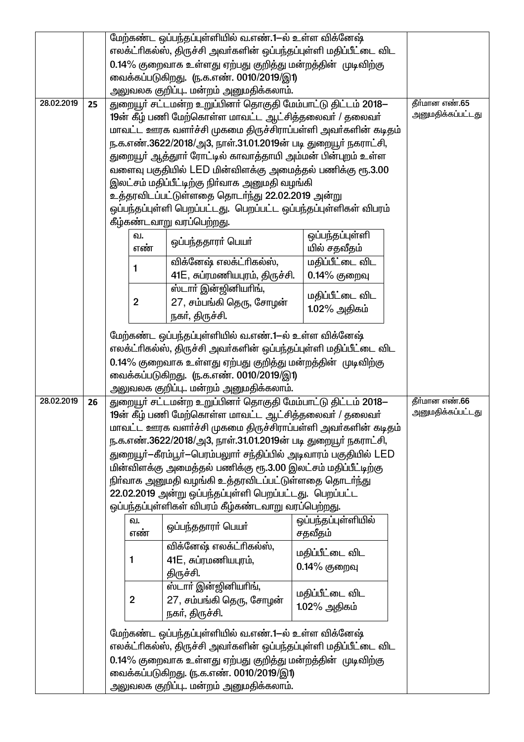| | | | |
|---|---|---|---|
| | | மேற்கண்ட ஒப்பந்தப்புள்ளியில் வ.எண்.1–ல் உள்ள விக்னேஷ் எலக்ட்ரிகல்ஸ், திருச்சி அவர்களின் ஒப்பந்தப்புள்ளி மதிப்பீட்டை விட 0.14% குறைவாக உள்ளது ஏற்பது குறித்து மன்றத்தின் முடிவிற்கு வைக்கப்படுகிறது. (ந.க.எண். 0010/2019/இ1) அலுவலக குறிப்பு.. மன்றம் அனுமதிக்கலாம். | |
| 28.02.2019 | 25 | துறையூர் சட்டமன்ற உறுப்பினர் தொகுதி மேம்பாட்டு திட்டம் 2018–19ன் கீழ் பணி மேற்கொள்ள மாவட்ட ஆட்சித்தலைவர் / தலைவர் மாவட்ட ஊரக வளர்ச்சி முகமை திருச்சிராப்பள்ளி அவர்களின் கடிதம் ந.க.எண்.3622/2018/அ3, நாள்.31.01.2019ன் படி துறையூர் நகராட்சி, துறையூர் ஆத்தூர் ரோட்டில் காவாத்தாயி அம்மன் பின்புறம் உள்ள வளைவு பகுதியில் LED மின்விளக்கு அமைத்தல் பணிக்கு ரூ.3.00 இலட்சம் மதிப்பீட்டிற்கு நிர்வாக அனுமதி வழங்கி உத்தரவிடப்பட்டுள்ளதை தொடர்ந்து 22.02.2019 அன்று ஒப்பந்தப்புள்ளி பெறப்பட்டது. பெறப்பட்ட ஒப்பந்தப்புள்ளிகள் விவரம் கீழ்கண்டவாறு வரப்பெற்றது.<br><br>வ.எண் 1 – விக்னேஷ் எலக்ட்ரிகல்ஸ், 41E, சுப்ரமணியபுரம், திருச்சி. – மதிப்பீட்டை விட 0.14% குறைவு<br>வ.எண் 2 – ஸ்டார் இன்ஜினியரிங், 27, சம்பங்கி தெரு, சோழன் நகர், திருச்சி. – மதிப்பீட்டை விட 1.02% அதிகம்<br><br>மேற்கண்ட ஒப்பந்தப்புள்ளியில் வ.எண்.1–ல் உள்ள விக்னேஷ் எலக்ட்ரிகல்ஸ், திருச்சி அவர்களின் ஒப்பந்தப்புள்ளி மதிப்பீட்டை விட 0.14% குறைவாக உள்ளது ஏற்பது குறித்து மன்றத்தின் முடிவிற்கு வைக்கப்படுகிறது. (ந.க.எண். 0010/2019/இ1) அலுவலக குறிப்பு.. மன்றம் அனுமதிக்கலாம். | தீர்மான எண்.65 அனுமதிக்கப்பட்டது |
| 28.02.2019 | 26 | துறையூர் சட்டமன்ற உறுப்பினர் தொகுதி மேம்பாட்டு திட்டம் 2018–19ன் கீழ் பணி மேற்கொள்ள மாவட்ட ஆட்சித்தலைவர் / தலைவர் மாவட்ட ஊரக வளர்ச்சி முகமை திருச்சிராப்பள்ளி அவர்களின் கடிதம் ந.க.எண்.3622/2018/அ3, நாள்.31.01.2019ன் படி துறையூர் நகராட்சி, துறையூர்–கீரம்பூர்–பெரம்பலூர் சந்திப்பில் அடிவாரம் பகுதியில் LED மின்விளக்கு அமைத்தல் பணிக்கு ரூ.3.00 இலட்சம் மதிப்பீட்டிற்கு நிர்வாக அனுமதி வழங்கி உத்தரவிடப்பட்டுள்ளதை தொடர்ந்து 22.02.2019 அன்று ஒப்பந்தப்புள்ளி பெறப்பட்டது. பெறப்பட்ட ஒப்பந்தப்புள்ளிகள் விவரம் கீழ்கண்டவாறு வரப்பெற்றது.<br><br>வ.எண் 1 – விக்னேஷ் எலக்ட்ரிகல்ஸ், 41E, சுப்ரமணியபுரம், திருச்சி. – மதிப்பீட்டை விட 0.14% குறைவு<br>வ.எண் 2 – ஸ்டார் இன்ஜினியரிங், 27, சம்பங்கி தெரு, சோழன் நகர், திருச்சி. – மதிப்பீட்டை விட 1.02% அதிகம்<br><br>மேற்கண்ட ஒப்பந்தப்புள்ளியில் வ.எண்.1–ல் உள்ள விக்னேஷ் எலக்ட்ரிகல்ஸ், திருச்சி அவர்களின் ஒப்பந்தப்புள்ளி மதிப்பீட்டை விட 0.14% குறைவாக உள்ளது ஏற்பது குறித்து மன்றத்தின் முடிவிற்கு வைக்கப்படுகிறது. (ந.க.எண். 0010/2019/இ1) அலுவலக குறிப்பு.. மன்றம் அனுமதிக்கலாம். | தீர்மான எண்.66 அனுமதிக்கப்பட்டது |

Tender details for item 25:

| வ. எண் | ஒப்பந்ததாரர் பெயர் | ஒப்பந்தப்புள்ளியில் சதவீதம் |
|---|---|---|
| 1 | விக்னேஷ் எலக்ட்ரிகல்ஸ், 41E, சுப்ரமணியபுரம், திருச்சி. | மதிப்பீட்டை விட 0.14% குறைவு |
| 2 | ஸ்டார் இன்ஜினியரிங், 27, சம்பங்கி தெரு, சோழன் நகர், திருச்சி. | மதிப்பீட்டை விட 1.02% அதிகம் |

Tender details for item 26:

| வ. எண் | ஒப்பந்ததாரர் பெயர் | ஒப்பந்தப்புள்ளியில் சதவீதம் |
|---|---|---|
| 1 | விக்னேஷ் எலக்ட்ரிகல்ஸ், 41E, சுப்ரமணியபுரம், திருச்சி. | மதிப்பீட்டை விட 0.14% குறைவு |
| 2 | ஸ்டார் இன்ஜினியரிங், 27, சம்பங்கி தெரு, சோழன் நகர், திருச்சி. | மதிப்பீட்டை விட 1.02% அதிகம் |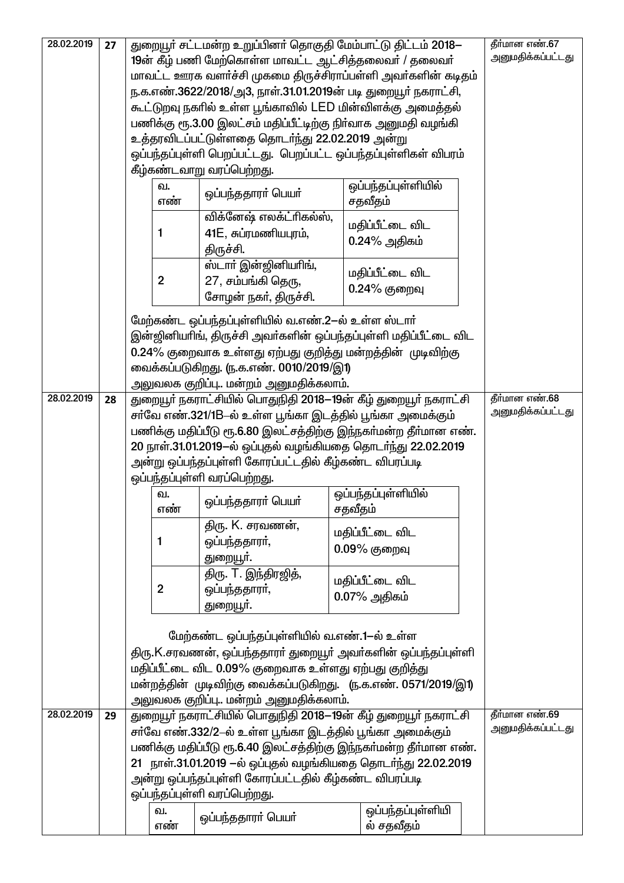| | | | |
|---|---|---|---|
| 28.02.2019 | 27 | துறையூர் சட்டமன்ற உறுப்பினர் தொகுதி மேம்பாட்டு திட்டம் 2018–19ன் கீழ் பணி மேற்கொள்ள மாவட்ட ஆட்சித்தலைவர் / தலைவர் மாவட்ட ஊரக வளர்ச்சி முகமை திருச்சிராப்பள்ளி அவர்களின் கடிதம் ந.க.எண்.3622/2018/அ3, நாள்.31.01.2019ன் படி துறையூர் நகராட்சி, கூட்டுறவு நகரில் உள்ள பூங்காவில் LED மின்விளக்கு அமைத்தல் பணிக்கு ரூ.3.00 இலட்சம் மதிப்பீட்டிற்கு நிர்வாக அனுமதி வழங்கி உத்தரவிடப்பட்டுள்ளதை தொடர்ந்து 22.02.2019 அன்று ஒப்பந்தப்புள்ளி பெறப்பட்டது. பெறப்பட்ட ஒப்பந்தப்புள்ளிகள் விபரம் கீழ்கண்டவாறு வரப்பெற்றது.<br><br>வ.எண் 1 – விக்னேஷ் எலக்ட்ரிகல்ஸ், 41E, சுப்ரமணியபுரம், திருச்சி. – மதிப்பீட்டை விட 0.24% அதிகம்<br>வ.எண் 2 – ஸ்டார் இன்ஜினியரிங், 27, சம்பங்கி தெரு, சோழன் நகர், திருச்சி. – மதிப்பீட்டை விட 0.24% குறைவு<br><br>மேற்கண்ட ஒப்பந்தப்புள்ளியில் வ.எண்.2–ல் உள்ள ஸ்டார் இன்ஜினியரிங், திருச்சி அவர்களின் ஒப்பந்தப்புள்ளி மதிப்பீட்டை விட 0.24% குறைவாக உள்ளது ஏற்பது குறித்து மன்றத்தின் முடிவிற்கு வைக்கப்படுகிறது. (ந.க.எண். 0010/2019/இ1)<br>அலுவலக குறிப்பு.. மன்றம் அனுமதிக்கலாம். | தீர்மான எண்.67 அனுமதிக்கப்பட்டது |
| 28.02.2019 | 28 | துறையூர் நகராட்சியில் பொதுநிதி 2018–19ன் கீழ் துறையூர் நகராட்சி சர்வே எண்.321/1B–ல் உள்ள பூங்கா இடத்தில் பூங்கா அமைக்கும் பணிக்கு மதிப்பீடு ரூ.6.80 இலட்சத்திற்கு இந்நகர்மன்ற தீர்மான எண். 20 நாள்.31.01.2019–ல் ஒப்புதல் வழங்கியதை தொடர்ந்து 22.02.2019 அன்று ஒப்பந்தப்புள்ளி கோரப்பட்டதில் கீழ்கண்ட விபரப்படி ஒப்பந்தப்புள்ளி வரப்பெற்றது.<br><br>வ.எண் 1 – திரு. K. சரவணன், ஒப்பந்ததாரர், துறையூர். – மதிப்பீட்டை விட 0.09% குறைவு<br>வ.எண் 2 – திரு. T. இந்திரஜித், ஒப்பந்ததாரர், துறையூர். – மதிப்பீட்டை விட 0.07% அதிகம்<br><br>மேற்கண்ட ஒப்பந்தப்புள்ளியில் வ.எண்.1–ல் உள்ள திரு.K.சரவணன், ஒப்பந்ததாரர் துறையூர் அவர்களின் ஒப்பந்தப்புள்ளி மதிப்பீட்டை விட 0.09% குறைவாக உள்ளது ஏற்பது குறித்து மன்றத்தின் முடிவிற்கு வைக்கப்படுகிறது. (ந.க.எண். 0571/2019/இ1)<br>அலுவலக குறிப்பு.. மன்றம் அனுமதிக்கலாம். | தீர்மான எண்.68 அனுமதிக்கப்பட்டது |
| 28.02.2019 | 29 | துறையூர் நகராட்சியில் பொதுநிதி 2018–19ன் கீழ் துறையூர் நகராட்சி சர்வே எண்.332/2–ல் உள்ள பூங்கா இடத்தில் பூங்கா அமைக்கும் பணிக்கு மதிப்பீடு ரூ.6.40 இலட்சத்திற்கு இந்நகர்மன்ற தீர்மான எண். 21 நாள்.31.01.2019 –ல் ஒப்புதல் வழங்கியதை தொடர்ந்து 22.02.2019 அன்று ஒப்பந்தப்புள்ளி கோரப்பட்டதில் கீழ்கண்ட விபரப்படி ஒப்பந்தப்புள்ளி வரப்பெற்றது.<br><br>வ.எண் – ஒப்பந்ததாரர் பெயர் – ஒப்பந்தப்புள்ளியில் சதவீதம் | தீர்மான எண்.69 அனுமதிக்கப்பட்டது |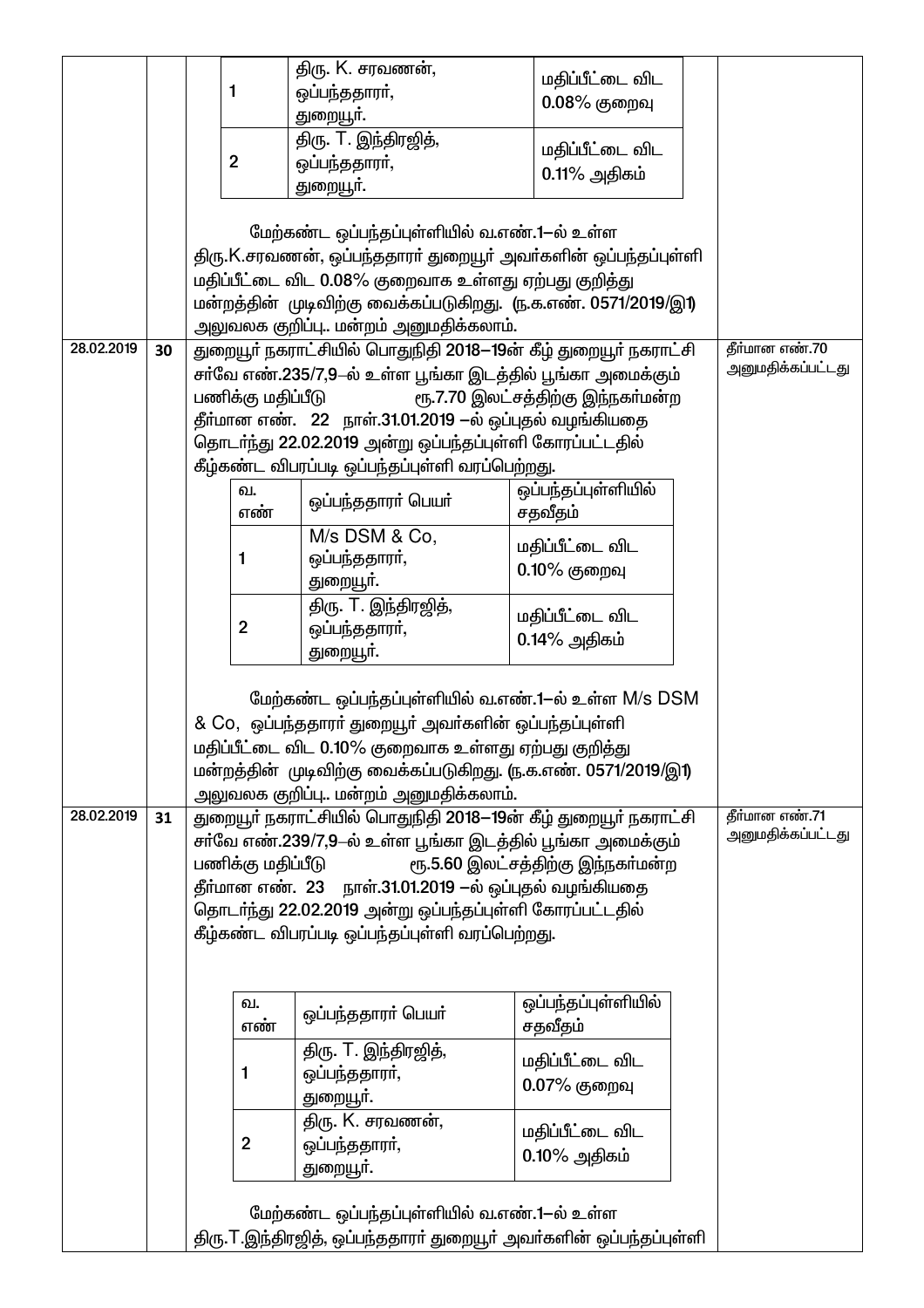| | | | |
|---|---|---|---|
| | | | |

| வ. எண் | ஒப்பந்ததாரர் பெயர் | ஒப்பந்தப்புள்ளியில் சதவீதம் |
|---|---|---|
| 1 | திரு. K. சரவணன், ஒப்பந்ததாரர், துறையூர். | மதிப்பீட்டை விட 0.08% குறைவு |
| 2 | திரு. T. இந்திரஜித், ஒப்பந்ததாரர், துறையூர். | மதிப்பீட்டை விட 0.11% அதிகம் |

மேற்கண்ட ஒப்பந்தப்புள்ளியில் வ.எண்.1–ல் உள்ள திரு.K.சரவணன், ஒப்பந்ததாரர் துறையூர் அவர்களின் ஒப்பந்தப்புள்ளி மதிப்பீட்டை விட 0.08% குறைவாக உள்ளது ஏற்பது குறித்து மன்றத்தின் முடிவிற்கு வைக்கப்படுகிறது. (ந.க.எண். 0571/2019/இ1)

அலுவலக குறிப்பு.. மன்றம் அனுமதிக்கலாம்.

---

**28.02.2019 | 30** | தீர்மான எண்.70 அனுமதிக்கப்பட்டது

துறையூர் நகராட்சியில் பொதுநிதி 2018–19ன் கீழ் துறையூர் நகராட்சி சர்வே எண்.235/7,9–ல் உள்ள பூங்கா இடத்தில் பூங்கா அமைக்கும் பணிக்கு மதிப்பீடு ரூ.7.70 இலட்சத்திற்கு இந்நகர்மன்ற தீர்மான எண். 22 நாள்.31.01.2019 –ல் ஒப்புதல் வழங்கியதை தொடர்ந்து 22.02.2019 அன்று ஒப்பந்தப்புள்ளி கோரப்பட்டதில் கீழ்கண்ட விபரப்படி ஒப்பந்தப்புள்ளி வரப்பெற்றது.

| வ. எண் | ஒப்பந்ததாரர் பெயர் | ஒப்பந்தப்புள்ளியில் சதவீதம் |
|---|---|---|
| 1 | M/s DSM & Co, ஒப்பந்ததாரர், துறையூர். | மதிப்பீட்டை விட 0.10% குறைவு |
| 2 | திரு. T. இந்திரஜித், ஒப்பந்ததாரர், துறையூர். | மதிப்பீட்டை விட 0.14% அதிகம் |

மேற்கண்ட ஒப்பந்தப்புள்ளியில் வ.எண்.1–ல் உள்ள M/s DSM & Co, ஒப்பந்ததாரர் துறையூர் அவர்களின் ஒப்பந்தப்புள்ளி மதிப்பீட்டை விட 0.10% குறைவாக உள்ளது ஏற்பது குறித்து மன்றத்தின் முடிவிற்கு வைக்கப்படுகிறது. (ந.க.எண். 0571/2019/இ1)

அலுவலக குறிப்பு.. மன்றம் அனுமதிக்கலாம்.

---

**28.02.2019 | 31** | தீர்மான எண்.71 அனுமதிக்கப்பட்டது

துறையூர் நகராட்சியில் பொதுநிதி 2018–19ன் கீழ் துறையூர் நகராட்சி சர்வே எண்.239/7,9–ல் உள்ள பூங்கா இடத்தில் பூங்கா அமைக்கும் பணிக்கு மதிப்பீடு ரூ.5.60 இலட்சத்திற்கு இந்நகர்மன்ற தீர்மான எண். 23 நாள்.31.01.2019 –ல் ஒப்புதல் வழங்கியதை தொடர்ந்து 22.02.2019 அன்று ஒப்பந்தப்புள்ளி கோரப்பட்டதில் கீழ்கண்ட விபரப்படி ஒப்பந்தப்புள்ளி வரப்பெற்றது.

| வ. எண் | ஒப்பந்ததாரர் பெயர் | ஒப்பந்தப்புள்ளியில் சதவீதம் |
|---|---|---|
| 1 | திரு. T. இந்திரஜித், ஒப்பந்ததாரர், துறையூர். | மதிப்பீட்டை விட 0.07% குறைவு |
| 2 | திரு. K. சரவணன், ஒப்பந்ததாரர், துறையூர். | மதிப்பீட்டை விட 0.10% அதிகம் |

மேற்கண்ட ஒப்பந்தப்புள்ளியில் வ.எண்.1–ல் உள்ள திரு.T.இந்திரஜித், ஒப்பந்ததாரர் துறையூர் அவர்களின் ஒப்பந்தப்புள்ளி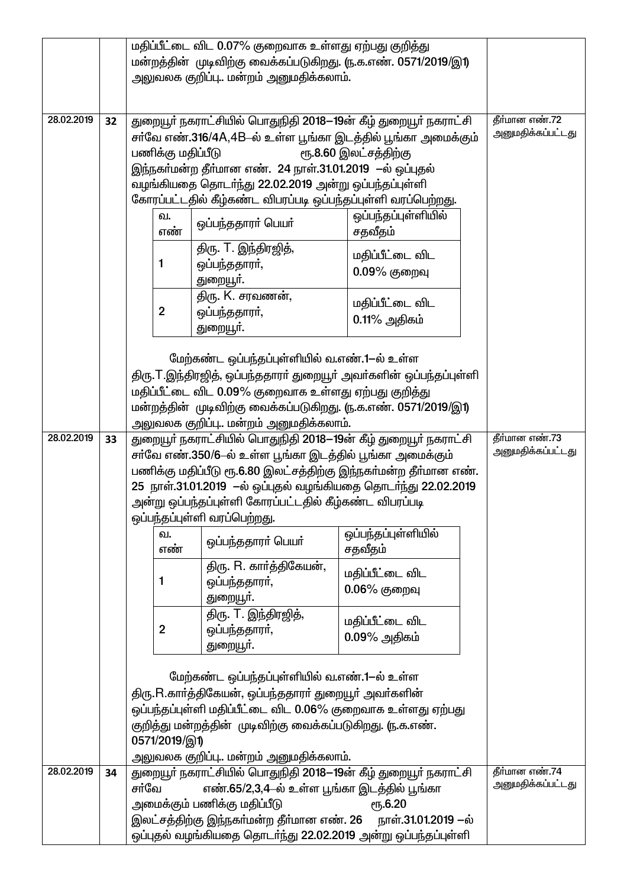| | | | |
|---|---|---|---|
| | | மதிப்பீட்டை விட 0.07% குறைவாக உள்ளது ஏற்பது குறித்து மன்றத்தின் முடிவிற்கு வைக்கப்படுகிறது. (ந.க.எண். 0571/2019/இ1)<br>அலுவலக குறிப்பு.. மன்றம் அனுமதிக்கலாம். | |
| 28.02.2019 | 32 | துறையூர் நகராட்சியில் பொதுநிதி 2018–19ன் கீழ் துறையூர் நகராட்சி சர்வே எண்.316/4A,4B–ல் உள்ள பூங்கா இடத்தில் பூங்கா அமைக்கும் பணிக்கு மதிப்பீடு ரூ.8.60 இலட்சத்திற்கு இந்நகர்மன்ற தீர்மான எண். 24 நாள்.31.01.2019 –ல் ஒப்புதல் வழங்கியதை தொடர்ந்து 22.02.2019 அன்று ஒப்பந்தப்புள்ளி கோரப்பட்டதில் கீழ்கண்ட விபரப்படி ஒப்பந்தப்புள்ளி வரப்பெற்றது.<br><br>வ.எண் 1 – திரு. T. இந்திரஜித், ஒப்பந்ததாரர், துறையூர். – மதிப்பீட்டை விட 0.09% குறைவு<br>வ.எண் 2 – திரு. K. சரவணன், ஒப்பந்ததாரர், துறையூர். – மதிப்பீட்டை விட 0.11% அதிகம்<br><br>மேற்கண்ட ஒப்பந்தப்புள்ளியில் வ.எண்.1–ல் உள்ள திரு.T.இந்திரஜித், ஒப்பந்ததாரர் துறையூர் அவர்களின் ஒப்பந்தப்புள்ளி மதிப்பீட்டை விட 0.09% குறைவாக உள்ளது ஏற்பது குறித்து மன்றத்தின் முடிவிற்கு வைக்கப்படுகிறது. (ந.க.எண். 0571/2019/இ1)<br>அலுவலக குறிப்பு.. மன்றம் அனுமதிக்கலாம். | தீர்மான எண்.72 அனுமதிக்கப்பட்டது |
| 28.02.2019 | 33 | துறையூர் நகராட்சியில் பொதுநிதி 2018–19ன் கீழ் துறையூர் நகராட்சி சர்வே எண்.350/6–ல் உள்ள பூங்கா இடத்தில் பூங்கா அமைக்கும் பணிக்கு மதிப்பீடு ரூ.6.80 இலட்சத்திற்கு இந்நகர்மன்ற தீர்மான எண். 25 நாள்.31.01.2019 –ல் ஒப்புதல் வழங்கியதை தொடர்ந்து 22.02.2019 அன்று ஒப்பந்தப்புள்ளி கோரப்பட்டதில் கீழ்கண்ட விபரப்படி ஒப்பந்தப்புள்ளி வரப்பெற்றது.<br><br>வ.எண் 1 – திரு. R. கார்த்திகேயன், ஒப்பந்ததாரர், துறையூர். – மதிப்பீட்டை விட 0.06% குறைவு<br>வ.எண் 2 – திரு. T. இந்திரஜித், ஒப்பந்ததாரர், துறையூர். – மதிப்பீட்டை விட 0.09% அதிகம்<br><br>மேற்கண்ட ஒப்பந்தப்புள்ளியில் வ.எண்.1–ல் உள்ள திரு.R.கார்த்திகேயன், ஒப்பந்ததாரர் துறையூர் அவர்களின் ஒப்பந்தப்புள்ளி மதிப்பீட்டை விட 0.06% குறைவாக உள்ளது ஏற்பது குறித்து மன்றத்தின் முடிவிற்கு வைக்கப்படுகிறது. (ந.க.எண். 0571/2019/இ1)<br>அலுவலக குறிப்பு.. மன்றம் அனுமதிக்கலாம். | தீர்மான எண்.73 அனுமதிக்கப்பட்டது |
| 28.02.2019 | 34 | துறையூர் நகராட்சியில் பொதுநிதி 2018–19ன் கீழ் துறையூர் நகராட்சி சர்வே எண்.65/2,3,4–ல் உள்ள பூங்கா இடத்தில் பூங்கா அமைக்கும் பணிக்கு மதிப்பீடு ரூ.6.20 இலட்சத்திற்கு இந்நகர்மன்ற தீர்மான எண். 26 நாள்.31.01.2019 –ல் ஒப்புதல் வழங்கியதை தொடர்ந்து 22.02.2019 அன்று ஒப்பந்தப்புள்ளி | தீர்மான எண்.74 அனுமதிக்கப்பட்டது |

Tables within row 32:

| வ. எண் | ஒப்பந்ததாரர் பெயர் | ஒப்பந்தப்புள்ளியில் சதவீதம் |
|---|---|---|
| 1 | திரு. T. இந்திரஜித், ஒப்பந்ததாரர், துறையூர். | மதிப்பீட்டை விட 0.09% குறைவு |
| 2 | திரு. K. சரவணன், ஒப்பந்ததாரர், துறையூர். | மதிப்பீட்டை விட 0.11% அதிகம் |

Tables within row 33:

| வ. எண் | ஒப்பந்ததாரர் பெயர் | ஒப்பந்தப்புள்ளியில் சதவீதம் |
|---|---|---|
| 1 | திரு. R. கார்த்திகேயன், ஒப்பந்ததாரர், துறையூர். | மதிப்பீட்டை விட 0.06% குறைவு |
| 2 | திரு. T. இந்திரஜித், ஒப்பந்ததாரர், துறையூர். | மதிப்பீட்டை விட 0.09% அதிகம் |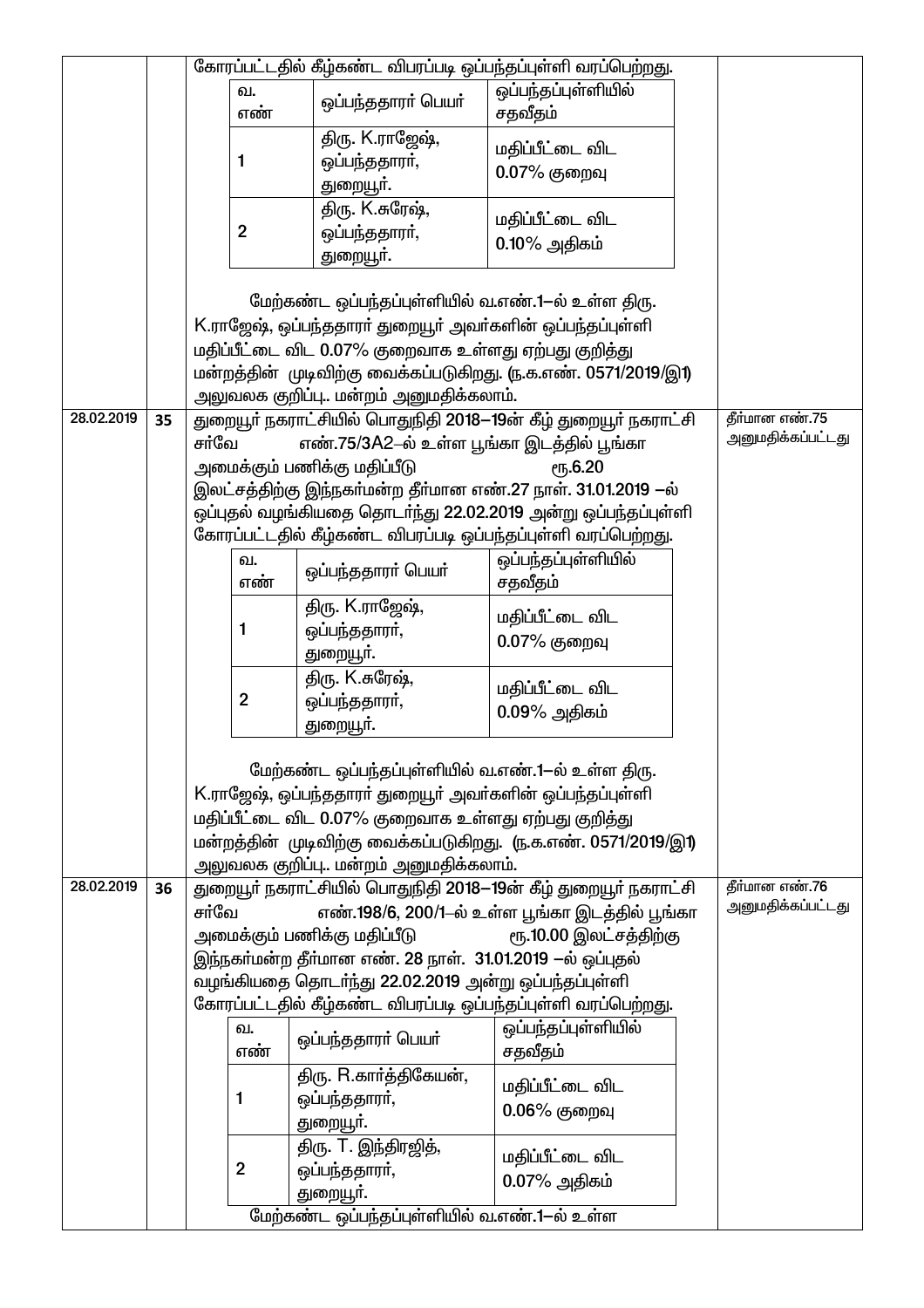| | | | |
|---|---|---|---|
| | | கோரப்பட்டதில் கீழ்கண்ட விபரப்படி ஒப்பந்தப்புள்ளி வரப்பெற்றது.<br><br>\| வ. எண் \| ஒப்பந்ததாரர் பெயர் \| ஒப்பந்தப்புள்ளியில் சதவீதம் \|<br>\| 1 \| திரு. K.ராஜேஷ், ஒப்பந்ததாரர், துறையூர். \| மதிப்பீட்டை விட 0.07% குறைவு \|<br>\| 2 \| திரு. K.சுரேஷ், ஒப்பந்ததாரர், துறையூர். \| மதிப்பீட்டை விட 0.10% அதிகம் \|<br><br>மேற்கண்ட ஒப்பந்தப்புள்ளியில் வ.எண்.1–ல் உள்ள திரு. K.ராஜேஷ், ஒப்பந்ததாரர் துறையூர் அவர்களின் ஒப்பந்தப்புள்ளி மதிப்பீட்டை விட 0.07% குறைவாக உள்ளது ஏற்பது குறித்து மன்றத்தின் முடிவிற்கு வைக்கப்படுகிறது. (ந.க.எண். 0571/2019/இ1)<br>அலுவலக குறிப்பு.. மன்றம் அனுமதிக்கலாம். | |
| 28.02.2019 | 35 | துறையூர் நகராட்சியில் பொதுநிதி 2018–19ன் கீழ் துறையூர் நகராட்சி சர்வே எண்.75/3A2–ல் உள்ள பூங்கா இடத்தில் பூங்கா அமைக்கும் பணிக்கு மதிப்பீடு ரூ.6.20 இலட்சத்திற்கு இந்நகர்மன்ற தீர்மான எண்.27 நாள். 31.01.2019 –ல் ஒப்புதல் வழங்கியதை தொடர்ந்து 22.02.2019 அன்று ஒப்பந்தப்புள்ளி கோரப்பட்டதில் கீழ்கண்ட விபரப்படி ஒப்பந்தப்புள்ளி வரப்பெற்றது.<br><br>\| வ. எண் \| ஒப்பந்ததாரர் பெயர் \| ஒப்பந்தப்புள்ளியில் சதவீதம் \|<br>\| 1 \| திரு. K.ராஜேஷ், ஒப்பந்ததாரர், துறையூர். \| மதிப்பீட்டை விட 0.07% குறைவு \|<br>\| 2 \| திரு. K.சுரேஷ், ஒப்பந்ததாரர், துறையூர். \| மதிப்பீட்டை விட 0.09% அதிகம் \|<br><br>மேற்கண்ட ஒப்பந்தப்புள்ளியில் வ.எண்.1–ல் உள்ள திரு. K.ராஜேஷ், ஒப்பந்ததாரர் துறையூர் அவர்களின் ஒப்பந்தப்புள்ளி மதிப்பீட்டை விட 0.07% குறைவாக உள்ளது ஏற்பது குறித்து மன்றத்தின் முடிவிற்கு வைக்கப்படுகிறது. (ந.க.எண். 0571/2019/இ1)<br>அலுவலக குறிப்பு.. மன்றம் அனுமதிக்கலாம். | தீர்மான எண்.75 அனுமதிக்கப்பட்டது |
| 28.02.2019 | 36 | துறையூர் நகராட்சியில் பொதுநிதி 2018–19ன் கீழ் துறையூர் நகராட்சி சர்வே எண்.198/6, 200/1–ல் உள்ள பூங்கா இடத்தில் பூங்கா அமைக்கும் பணிக்கு மதிப்பீடு ரூ.10.00 இலட்சத்திற்கு இந்நகர்மன்ற தீர்மான எண். 28 நாள். 31.01.2019 –ல் ஒப்புதல் வழங்கியதை தொடர்ந்து 22.02.2019 அன்று ஒப்பந்தப்புள்ளி கோரப்பட்டதில் கீழ்கண்ட விபரப்படி ஒப்பந்தப்புள்ளி வரப்பெற்றது.<br><br>\| வ. எண் \| ஒப்பந்ததாரர் பெயர் \| ஒப்பந்தப்புள்ளியில் சதவீதம் \|<br>\| 1 \| திரு. R.கார்த்திகேயன், ஒப்பந்ததாரர், துறையூர். \| மதிப்பீட்டை விட 0.06% குறைவு \|<br>\| 2 \| திரு. T. இந்திரஜித், ஒப்பந்ததாரர், துறையூர். \| மதிப்பீட்டை விட 0.07% அதிகம் \|<br><br>மேற்கண்ட ஒப்பந்தப்புள்ளியில் வ.எண்.1–ல் உள்ள | தீர்மான எண்.76 அனுமதிக்கப்பட்டது |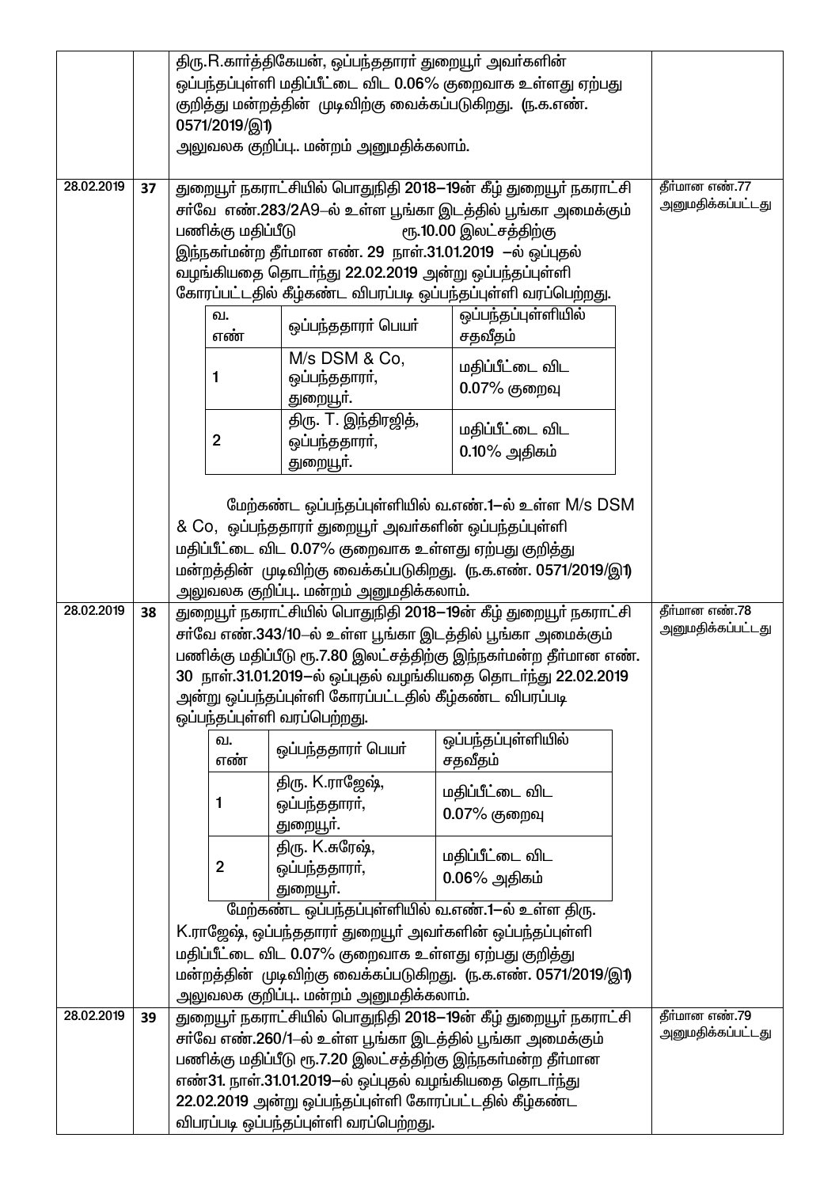| | | | |
|---|---|---|---|
| | | திரு.R.கார்த்திகேயன், ஒப்பந்ததாரர் துறையூர் அவர்களின் ஒப்பந்தப்புள்ளி மதிப்பீட்டை விட 0.06% குறைவாக உள்ளது ஏற்பது குறித்து மன்றத்தின் முடிவிற்கு வைக்கப்படுகிறது. (ந.க.எண். 0571/2019/இ1)<br>அலுவலக குறிப்பு.. மன்றம் அனுமதிக்கலாம். | |
| 28.02.2019 | 37 | துறையூர் நகராட்சியில் பொதுநிதி 2018–19ன் கீழ் துறையூர் நகராட்சி சர்வே எண்.283/2A9–ல் உள்ள பூங்கா இடத்தில் பூங்கா அமைக்கும் பணிக்கு மதிப்பீடு ரூ.10.00 இலட்சத்திற்கு இந்நகர்மன்ற தீர்மான எண். 29 நாள்.31.01.2019 –ல் ஒப்புதல் வழங்கியதை தொடர்ந்து 22.02.2019 அன்று ஒப்பந்தப்புள்ளி கோரப்பட்டதில் கீழ்கண்ட விபரப்படி ஒப்பந்தப்புள்ளி வரப்பெற்றது.<br><br>வ. எண் \| ஒப்பந்ததாரர் பெயர் \| ஒப்பந்தப்புள்ளியில் சதவீதம்<br>1 \| M/s DSM & Co, ஒப்பந்ததாரர், துறையூர். \| மதிப்பீட்டை விட 0.07% குறைவு<br>2 \| திரு. T. இந்திரஜித், ஒப்பந்ததாரர், துறையூர். \| மதிப்பீட்டை விட 0.10% அதிகம்<br><br>மேற்கண்ட ஒப்பந்தப்புள்ளியில் வ.எண்.1–ல் உள்ள M/s DSM & Co, ஒப்பந்ததாரர் துறையூர் அவர்களின் ஒப்பந்தப்புள்ளி மதிப்பீட்டை விட 0.07% குறைவாக உள்ளது ஏற்பது குறித்து மன்றத்தின் முடிவிற்கு வைக்கப்படுகிறது. (ந.க.எண். 0571/2019/இ1)<br>அலுவலக குறிப்பு.. மன்றம் அனுமதிக்கலாம். | தீர்மான எண்.77 அனுமதிக்கப்பட்டது |
| 28.02.2019 | 38 | துறையூர் நகராட்சியில் பொதுநிதி 2018–19ன் கீழ் துறையூர் நகராட்சி சர்வே எண்.343/10–ல் உள்ள பூங்கா இடத்தில் பூங்கா அமைக்கும் பணிக்கு மதிப்பீடு ரூ.7.80 இலட்சத்திற்கு இந்நகர்மன்ற தீர்மான எண். 30 நாள்.31.01.2019–ல் ஒப்புதல் வழங்கியதை தொடர்ந்து 22.02.2019 அன்று ஒப்பந்தப்புள்ளி கோரப்பட்டதில் கீழ்கண்ட விபரப்படி ஒப்பந்தப்புள்ளி வரப்பெற்றது.<br><br>வ. எண் \| ஒப்பந்ததாரர் பெயர் \| ஒப்பந்தப்புள்ளியில் சதவீதம்<br>1 \| திரு. K.ராஜேஷ், ஒப்பந்ததாரர், துறையூர். \| மதிப்பீட்டை விட 0.07% குறைவு<br>2 \| திரு. K.சுரேஷ், ஒப்பந்ததாரர், துறையூர். \| மதிப்பீட்டை விட 0.06% அதிகம்<br><br>மேற்கண்ட ஒப்பந்தப்புள்ளியில் வ.எண்.1–ல் உள்ள திரு. K.ராஜேஷ், ஒப்பந்ததாரர் துறையூர் அவர்களின் ஒப்பந்தப்புள்ளி மதிப்பீட்டை விட 0.07% குறைவாக உள்ளது ஏற்பது குறித்து மன்றத்தின் முடிவிற்கு வைக்கப்படுகிறது. (ந.க.எண். 0571/2019/இ1)<br>அலுவலக குறிப்பு.. மன்றம் அனுமதிக்கலாம். | தீர்மான எண்.78 அனுமதிக்கப்பட்டது |
| 28.02.2019 | 39 | துறையூர் நகராட்சியில் பொதுநிதி 2018–19ன் கீழ் துறையூர் நகராட்சி சர்வே எண்.260/1–ல் உள்ள பூங்கா இடத்தில் பூங்கா அமைக்கும் பணிக்கு மதிப்பீடு ரூ.7.20 இலட்சத்திற்கு இந்நகர்மன்ற தீர்மான எண்31. நாள்.31.01.2019–ல் ஒப்புதல் வழங்கியதை தொடர்ந்து 22.02.2019 அன்று ஒப்பந்தப்புள்ளி கோரப்பட்டதில் கீழ்கண்ட விபரப்படி ஒப்பந்தப்புள்ளி வரப்பெற்றது. | தீர்மான எண்.79 அனுமதிக்கப்பட்டது |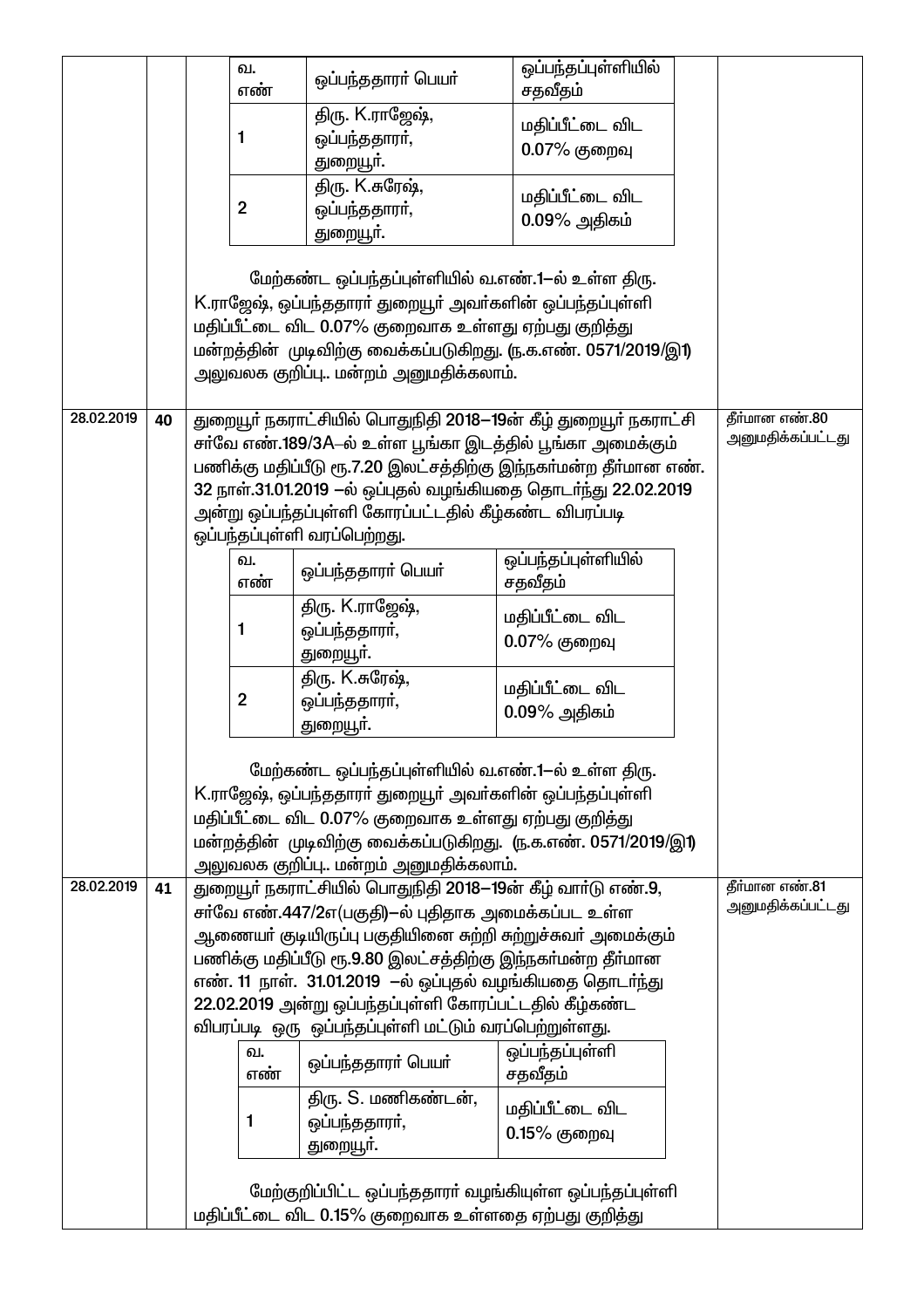| | | | |
|---|---|---|---|
| | | <table><tr><th>வ. எண்</th><th>ஒப்பந்ததாரர் பெயர்</th><th>ஒப்பந்தப்புள்ளியில் சதவீதம்</th></tr><tr><td>1</td><td>திரு. K.ராஜேஷ், ஒப்பந்ததாரர், துறையூர்.</td><td>மதிப்பீட்டை விட 0.07% குறைவு</td></tr><tr><td>2</td><td>திரு. K.சுரேஷ், ஒப்பந்ததாரர், துறையூர்.</td><td>மதிப்பீட்டை விட 0.09% அதிகம்</td></tr></table> மேற்கண்ட ஒப்பந்தப்புள்ளியில் வ.எண்.1–ல் உள்ள திரு. K.ராஜேஷ், ஒப்பந்ததாரர் துறையூர் அவர்களின் ஒப்பந்தப்புள்ளி மதிப்பீட்டை விட 0.07% குறைவாக உள்ளது ஏற்பது குறித்து மன்றத்தின் முடிவிற்கு வைக்கப்படுகிறது. (ந.க.எண். 0571/2019/இ1) அலுவலக குறிப்பு.. மன்றம் அனுமதிக்கலாம். | |
| 28.02.2019 | 40 | துறையூர் நகராட்சியில் பொதுநிதி 2018–19ன் கீழ் துறையூர் நகராட்சி சர்வே எண்.189/3A–ல் உள்ள பூங்கா இடத்தில் பூங்கா அமைக்கும் பணிக்கு மதிப்பீடு ரூ.7.20 இலட்சத்திற்கு இந்நகர்மன்ற தீர்மான எண். 32 நாள்.31.01.2019 –ல் ஒப்புதல் வழங்கியதை தொடர்ந்து 22.02.2019 அன்று ஒப்பந்தப்புள்ளி கோரப்பட்டதில் கீழ்கண்ட விபரப்படி ஒப்பந்தப்புள்ளி வரப்பெற்றது. <table><tr><th>வ. எண்</th><th>ஒப்பந்ததாரர் பெயர்</th><th>ஒப்பந்தப்புள்ளியில் சதவீதம்</th></tr><tr><td>1</td><td>திரு. K.ராஜேஷ், ஒப்பந்ததாரர், துறையூர்.</td><td>மதிப்பீட்டை விட 0.07% குறைவு</td></tr><tr><td>2</td><td>திரு. K.சுரேஷ், ஒப்பந்ததாரர், துறையூர்.</td><td>மதிப்பீட்டை விட 0.09% அதிகம்</td></tr></table> மேற்கண்ட ஒப்பந்தப்புள்ளியில் வ.எண்.1–ல் உள்ள திரு. K.ராஜேஷ், ஒப்பந்ததாரர் துறையூர் அவர்களின் ஒப்பந்தப்புள்ளி மதிப்பீட்டை விட 0.07% குறைவாக உள்ளது ஏற்பது குறித்து மன்றத்தின் முடிவிற்கு வைக்கப்படுகிறது. (ந.க.எண். 0571/2019/இ1) அலுவலக குறிப்பு.. மன்றம் அனுமதிக்கலாம். | தீர்மான எண்.80 அனுமதிக்கப்பட்டது |
| 28.02.2019 | 41 | துறையூர் நகராட்சியில் பொதுநிதி 2018–19ன் கீழ் வார்டு எண்.9, சர்வே எண்.447/2எ(பகுதி)–ல் புதிதாக அமைக்கப்பட உள்ள ஆணையர் குடியிருப்பு பகுதியினை சுற்றி சுற்றுச்சுவர் அமைக்கும் பணிக்கு மதிப்பீடு ரூ.9.80 இலட்சத்திற்கு இந்நகர்மன்ற தீர்மான எண். 11 நாள். 31.01.2019 –ல் ஒப்புதல் வழங்கியதை தொடர்ந்து 22.02.2019 அன்று ஒப்பந்தப்புள்ளி கோரப்பட்டதில் கீழ்கண்ட விபரப்படி ஒரு ஒப்பந்தப்புள்ளி மட்டும் வரப்பெற்றுள்ளது. <table><tr><th>வ. எண்</th><th>ஒப்பந்ததாரர் பெயர்</th><th>ஒப்பந்தப்புள்ளி சதவீதம்</th></tr><tr><td>1</td><td>திரு. S. மணிகண்டன், ஒப்பந்ததாரர், துறையூர்.</td><td>மதிப்பீட்டை விட 0.15% குறைவு</td></tr></table> மேற்குறிப்பிட்ட ஒப்பந்ததாரர் வழங்கியுள்ள ஒப்பந்தப்புள்ளி மதிப்பீட்டை விட 0.15% குறைவாக உள்ளதை ஏற்பது குறித்து | தீர்மான எண்.81 அனுமதிக்கப்பட்டது |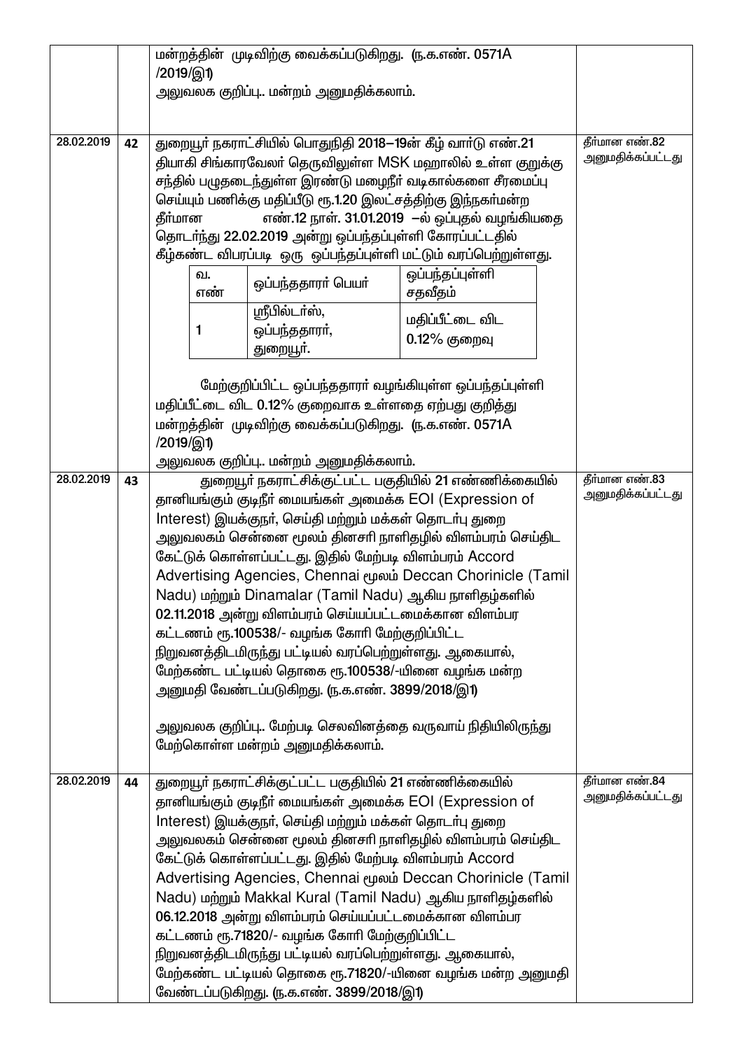| | | | |
|---|---|---|---|
| | | மன்றத்தின் முடிவிற்கு வைக்கப்படுகிறது. (ந.க.எண். 0571A /2019/இ1)<br><br>அலுவலக குறிப்பு.. மன்றம் அனுமதிக்கலாம். | |
| 28.02.2019 | 42 | துறையூர் நகராட்சியில் பொதுநிதி 2018–19ன் கீழ் வார்டு எண்.21 தியாகி சிங்காரவேலர் தெருவிலுள்ள MSK மஹாலில் உள்ள குறுக்கு சந்தில் பழுதடைந்துள்ள இரண்டு மழைநீர் வடிகால்களை சீரமைப்பு செய்யும் பணிக்கு மதிப்பீடு ரூ.1.20 இலட்சத்திற்கு இந்நகர்மன்ற தீர்மான எண்.12 நாள். 31.01.2019 –ல் ஒப்புதல் வழங்கியதை தொடர்ந்து 22.02.2019 அன்று ஒப்பந்தப்புள்ளி கோரப்பட்டதில் கீழ்கண்ட விபரப்படி ஒரு ஒப்பந்தப்புள்ளி மட்டும் வரப்பெற்றுள்ளது.<br><br>வ. எண்: 1 — ஒப்பந்ததாரர் பெயர்: ஸ்ரீபில்டர்ஸ், ஒப்பந்ததாரர், துறையூர். — ஒப்பந்தப்புள்ளி சதவீதம்: மதிப்பீட்டை விட 0.12% குறைவு<br><br>மேற்குறிப்பிட்ட ஒப்பந்ததாரர் வழங்கியுள்ள ஒப்பந்தப்புள்ளி மதிப்பீட்டை விட 0.12% குறைவாக உள்ளதை ஏற்பது குறித்து மன்றத்தின் முடிவிற்கு வைக்கப்படுகிறது. (ந.க.எண். 0571A /2019/இ1)<br><br>அலுவலக குறிப்பு.. மன்றம் அனுமதிக்கலாம். | தீர்மான எண்.82 அனுமதிக்கப்பட்டது |
| 28.02.2019 | 43 | துறையூர் நகராட்சிக்குட்பட்ட பகுதியில் 21 எண்ணிக்கையில் தானியங்கும் குடிநீர் மையங்கள் அமைக்க EOI (Expression of Interest) இயக்குநர், செய்தி மற்றும் மக்கள் தொடர்பு துறை அலுவலகம் சென்னை மூலம் தினசரி நாளிதழில் விளம்பரம் செய்திட கேட்டுக் கொள்ளப்பட்டது. இதில் மேற்படி விளம்பரம் Accord Advertising Agencies, Chennai மூலம் Deccan Chorinicle (Tamil Nadu) மற்றும் Dinamalar (Tamil Nadu) ஆகிய நாளிதழ்களில் 02.11.2018 அன்று விளம்பரம் செய்யப்பட்டமைக்கான விளம்பர கட்டணம் ரூ.100538/- வழங்க கோரி மேற்குறிப்பிட்ட நிறுவனத்திடமிருந்து பட்டியல் வரப்பெற்றுள்ளது. ஆகையால், மேற்கண்ட பட்டியல் தொகை ரூ.100538/-யினை வழங்க மன்ற அனுமதி வேண்டப்படுகிறது. (ந.க.எண். 3899/2018/இ1)<br><br>அலுவலக குறிப்பு.. மேற்படி செலவினத்தை வருவாய் நிதியிலிருந்து மேற்கொள்ள மன்றம் அனுமதிக்கலாம். | தீர்மான எண்.83 அனுமதிக்கப்பட்டது |
| 28.02.2019 | 44 | துறையூர் நகராட்சிக்குட்பட்ட பகுதியில் 21 எண்ணிக்கையில் தானியங்கும் குடிநீர் மையங்கள் அமைக்க EOI (Expression of Interest) இயக்குநர், செய்தி மற்றும் மக்கள் தொடர்பு துறை அலுவலகம் சென்னை மூலம் தினசரி நாளிதழில் விளம்பரம் செய்திட கேட்டுக் கொள்ளப்பட்டது. இதில் மேற்படி விளம்பரம் Accord Advertising Agencies, Chennai மூலம் Deccan Chorinicle (Tamil Nadu) மற்றும் Makkal Kural (Tamil Nadu) ஆகிய நாளிதழ்களில் 06.12.2018 அன்று விளம்பரம் செய்யப்பட்டமைக்கான விளம்பர கட்டணம் ரூ.71820/- வழங்க கோரி மேற்குறிப்பிட்ட நிறுவனத்திடமிருந்து பட்டியல் வரப்பெற்றுள்ளது. ஆகையால், மேற்கண்ட பட்டியல் தொகை ரூ.71820/-யினை வழங்க மன்ற அனுமதி வேண்டப்படுகிறது. (ந.க.எண். 3899/2018/இ1) | தீர்மான எண்.84 அனுமதிக்கப்பட்டது |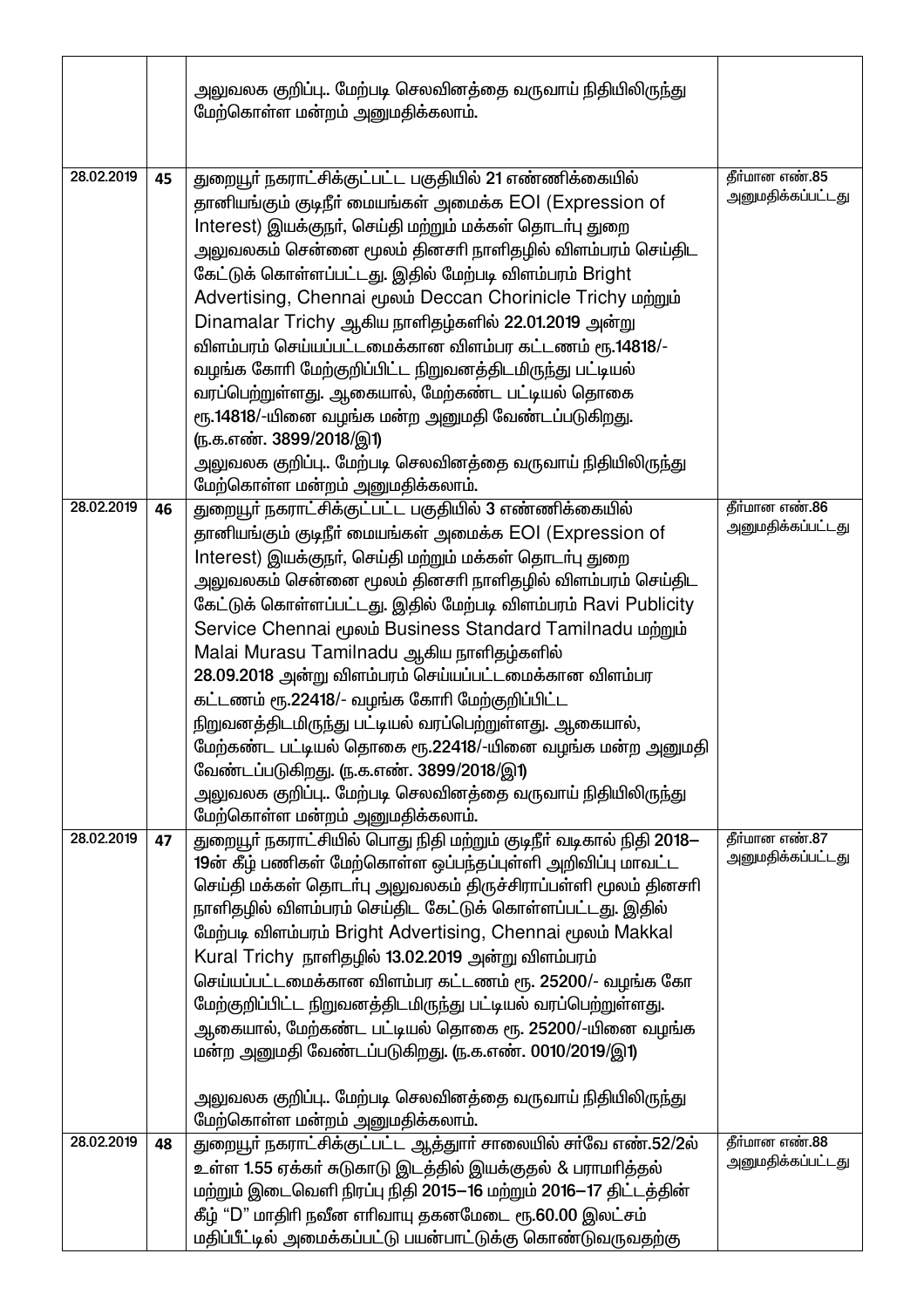|  |  |  |  |
|---|---|---|---|
|  |  | அலுவலக குறிப்பு.. மேற்படி செலவினத்தை வருவாய் நிதியிலிருந்து மேற்கொள்ள மன்றம் அனுமதிக்கலாம். |  |
| 28.02.2019 | 45 | துறையூர் நகராட்சிக்குட்பட்ட பகுதியில் 21 எண்ணிக்கையில் தானியங்கும் குடிநீர் மையங்கள் அமைக்க EOI (Expression of Interest) இயக்குநர், செய்தி மற்றும் மக்கள் தொடர்பு துறை அலுவலகம் சென்னை மூலம் தினசரி நாளிதழில் விளம்பரம் செய்திட கேட்டுக் கொள்ளப்பட்டது. இதில் மேற்படி விளம்பரம் Bright Advertising, Chennai மூலம் Deccan Chorinicle Trichy மற்றும் Dinamalar Trichy ஆகிய நாளிதழ்களில் 22.01.2019 அன்று விளம்பரம் செய்யப்பட்டமைக்கான விளம்பர கட்டணம் ரூ.14818/- வழங்க கோரி மேற்குறிப்பிட்ட நிறுவனத்திடமிருந்து பட்டியல் வரப்பெற்றுள்ளது. ஆகையால், மேற்கண்ட பட்டியல் தொகை ரூ.14818/-யினை வழங்க மன்ற அனுமதி வேண்டப்படுகிறது. (ந.க.எண். 3899/2018/இ1)<br>அலுவலக குறிப்பு.. மேற்படி செலவினத்தை வருவாய் நிதியிலிருந்து மேற்கொள்ள மன்றம் அனுமதிக்கலாம். | தீர்மான எண்.85 அனுமதிக்கப்பட்டது |
| 28.02.2019 | 46 | துறையூர் நகராட்சிக்குட்பட்ட பகுதியில் 3 எண்ணிக்கையில் தானியங்கும் குடிநீர் மையங்கள் அமைக்க EOI (Expression of Interest) இயக்குநர், செய்தி மற்றும் மக்கள் தொடர்பு துறை அலுவலகம் சென்னை மூலம் தினசரி நாளிதழில் விளம்பரம் செய்திட கேட்டுக் கொள்ளப்பட்டது. இதில் மேற்படி விளம்பரம் Ravi Publicity Service Chennai மூலம் Business Standard Tamilnadu மற்றும் Malai Murasu Tamilnadu ஆகிய நாளிதழ்களில் 28.09.2018 அன்று விளம்பரம் செய்யப்பட்டமைக்கான விளம்பர கட்டணம் ரூ.22418/- வழங்க கோரி மேற்குறிப்பிட்ட நிறுவனத்திடமிருந்து பட்டியல் வரப்பெற்றுள்ளது. ஆகையால், மேற்கண்ட பட்டியல் தொகை ரூ.22418/-யினை வழங்க மன்ற அனுமதி வேண்டப்படுகிறது. (ந.க.எண். 3899/2018/இ1)<br>அலுவலக குறிப்பு.. மேற்படி செலவினத்தை வருவாய் நிதியிலிருந்து மேற்கொள்ள மன்றம் அனுமதிக்கலாம். | தீர்மான எண்.86 அனுமதிக்கப்பட்டது |
| 28.02.2019 | 47 | துறையூர் நகராட்சியில் பொது நிதி மற்றும் குடிநீர் வடிகால் நிதி 2018–19ன் கீழ் பணிகள் மேற்கொள்ள ஒப்பந்தப்புள்ளி அறிவிப்பு மாவட்ட செய்தி மக்கள் தொடர்பு அலுவலகம் திருச்சிராப்பள்ளி மூலம் தினசரி நாளிதழில் விளம்பரம் செய்திட கேட்டுக் கொள்ளப்பட்டது. இதில் மேற்படி விளம்பரம் Bright Advertising, Chennai மூலம் Makkal Kural Trichy நாளிதழில் 13.02.2019 அன்று விளம்பரம் செய்யப்பட்டமைக்கான விளம்பர கட்டணம் ரூ. 25200/- வழங்க கோ மேற்குறிப்பிட்ட நிறுவனத்திடமிருந்து பட்டியல் வரப்பெற்றுள்ளது. ஆகையால், மேற்கண்ட பட்டியல் தொகை ரூ. 25200/-யினை வழங்க மன்ற அனுமதி வேண்டப்படுகிறது. (ந.க.எண். 0010/2019/இ1)<br><br>அலுவலக குறிப்பு.. மேற்படி செலவினத்தை வருவாய் நிதியிலிருந்து மேற்கொள்ள மன்றம் அனுமதிக்கலாம். | தீர்மான எண்.87 அனுமதிக்கப்பட்டது |
| 28.02.2019 | 48 | துறையூர் நகராட்சிக்குட்பட்ட ஆத்தூர் சாலையில் சர்வே எண்.52/2ல் உள்ள 1.55 ஏக்கர் சுடுகாடு இடத்தில் இயக்குதல் & பராமரித்தல் மற்றும் இடைவெளி நிரப்பு நிதி 2015–16 மற்றும் 2016–17 திட்டத்தின் கீழ் “D” மாதிரி நவீன எரிவாயு தகனமேடை ரூ.60.00 இலட்சம் மதிப்பீட்டில் அமைக்கப்பட்டு பயன்பாட்டுக்கு கொண்டுவருவதற்கு | தீர்மான எண்.88 அனுமதிக்கப்பட்டது |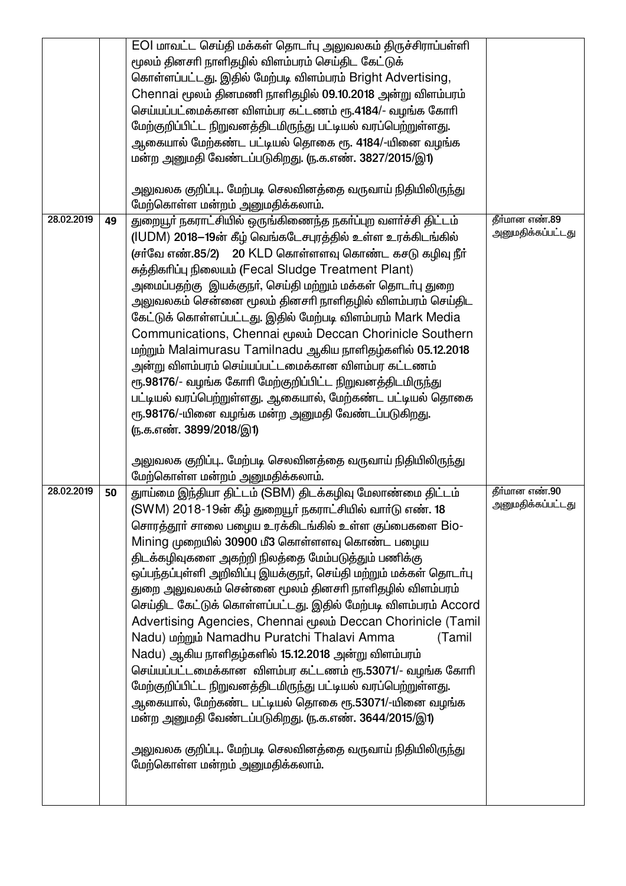| | | | |
|---|---|---|---|
| | | EOI மாவட்ட செய்தி மக்கள் தொடர்பு அலுவலகம் திருச்சிராப்பள்ளி மூலம் தினசரி நாளிதழில் விளம்பரம் செய்திட கேட்டுக் கொள்ளப்பட்டது. இதில் மேற்படி விளம்பரம் Bright Advertising, Chennai மூலம் தினமணி நாளிதழில் **09.10.2018** அன்று விளம்பரம் செய்யப்பட்டமைக்கான விளம்பர கட்டணம் ரூ.**4184**/- வழங்க கோரி மேற்குறிப்பிட்ட நிறுவனத்திடமிருந்து பட்டியல் வரப்பெற்றுள்ளது. ஆகையால் மேற்கண்ட பட்டியல் தொகை ரூ. **4184**/-யினை வழங்க மன்ற அனுமதி வேண்டப்படுகிறது. **(ந.க.எண். 3827/2015/இ1)**<br><br>அலுவலக குறிப்பு.. மேற்படி செலவினத்தை வருவாய் நிதியிலிருந்து மேற்கொள்ள மன்றம் அனுமதிக்கலாம். | |
| **28.02.2019** | **49** | துறையூர் நகராட்சியில் ஒருங்கிணைந்த நகர்ப்புற வளர்ச்சி திட்டம் (IUDM) **2018–19**ன் கீழ் வெங்கடேசபுரத்தில் உள்ள உரக்கிடங்கில் (சர்வே எண்.85/2) 20 KLD கொள்ளளவு கொண்ட கசடு கழிவு நீர் சுத்திகரிப்பு நிலையம் (Fecal Sludge Treatment Plant) அமைப்பதற்கு இயக்குநர், செய்தி மற்றும் மக்கள் தொடர்பு துறை அலுவலகம் சென்னை மூலம் தினசரி நாளிதழில் விளம்பரம் செய்திட கேட்டுக் கொள்ளப்பட்டது. இதில் மேற்படி விளம்பரம் Mark Media Communications, Chennai மூலம் Deccan Chorinicle Southern மற்றும் Malaimurasu Tamilnadu ஆகிய நாளிதழ்களில் **05.12.2018** அன்று விளம்பரம் செய்யப்பட்டமைக்கான விளம்பர கட்டணம் ரூ.**98176**/- வழங்க கோரி மேற்குறிப்பிட்ட நிறுவனத்திடமிருந்து பட்டியல் வரப்பெற்றுள்ளது. ஆகையால், மேற்கண்ட பட்டியல் தொகை ரூ.**98176**/-யினை வழங்க மன்ற அனுமதி வேண்டப்படுகிறது. **(ந.க.எண். 3899/2018/இ1)**<br><br>அலுவலக குறிப்பு.. மேற்படி செலவினத்தை வருவாய் நிதியிலிருந்து மேற்கொள்ள மன்றம் அனுமதிக்கலாம். | தீர்மான எண்.89 அனுமதிக்கப்பட்டது |
| **28.02.2019** | **50** | தூய்மை இந்தியா திட்டம் (SBM) திடக்கழிவு மேலாண்மை திட்டம் (SWM) 2018-19ன் கீழ் துறையூர் நகராட்சியில் வார்டு எண். 18 சொரத்தூர் சாலை பழைய உரக்கிடங்கில் உள்ள குப்பைகளை Bio-Mining முறையில் 30900 மீ3 கொள்ளளவு கொண்ட பழைய திடக்கழிவுகளை அகற்றி நிலத்தை மேம்படுத்தும் பணிக்கு ஒப்பந்தப்புள்ளி அறிவிப்பு இயக்குநர், செய்தி மற்றும் மக்கள் தொடர்பு துறை அலுவலகம் சென்னை மூலம் தினசரி நாளிதழில் விளம்பரம் செய்திட கேட்டுக் கொள்ளப்பட்டது. இதில் மேற்படி விளம்பரம் Accord Advertising Agencies, Chennai மூலம் Deccan Chorinicle (Tamil Nadu) மற்றும் Namadhu Puratchi Thalavi Amma (Tamil Nadu) ஆகிய நாளிதழ்களில் **15.12.2018** அன்று விளம்பரம் செய்யப்பட்டமைக்கான விளம்பர கட்டணம் ரூ.**53071**/- வழங்க கோரி மேற்குறிப்பிட்ட நிறுவனத்திடமிருந்து பட்டியல் வரப்பெற்றுள்ளது. ஆகையால், மேற்கண்ட பட்டியல் தொகை ரூ.**53071**/-யினை வழங்க மன்ற அனுமதி வேண்டப்படுகிறது. **(ந.க.எண். 3644/2015/இ1)**<br><br>அலுவலக குறிப்பு.. மேற்படி செலவினத்தை வருவாய் நிதியிலிருந்து மேற்கொள்ள மன்றம் அனுமதிக்கலாம். | தீர்மான எண்.90 அனுமதிக்கப்பட்டது |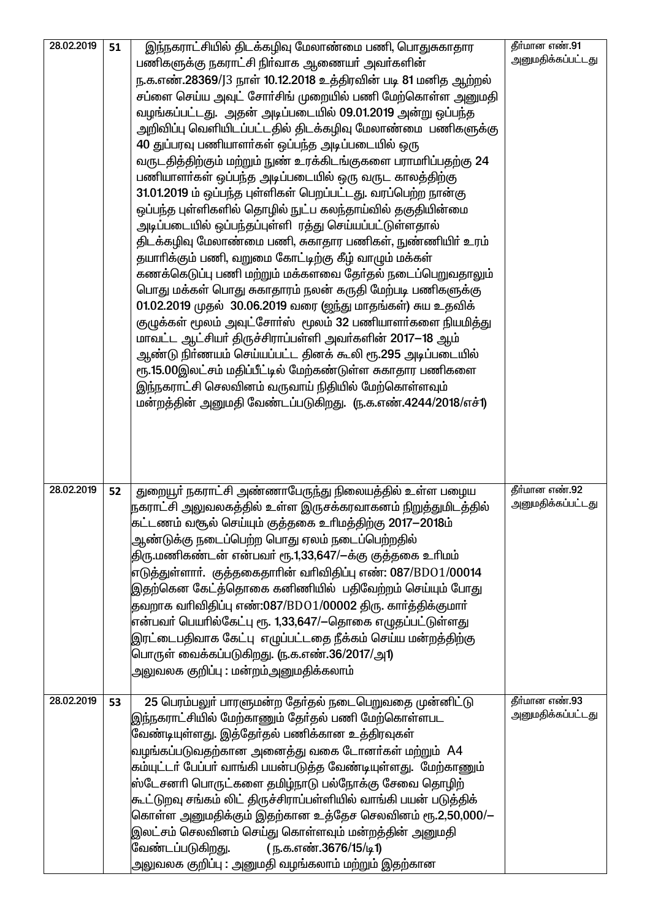| | | | |
|---|---|---|---|
| 28.02.2019 | 51 | இந்நகராட்சியில் திடக்கழிவு மேலாண்மை பணி, பொதுசுகாதார பணிகளுக்கு நகராட்சி நிர்வாக ஆணையர் அவர்களின் ந.க.எண்.28369/J3 நாள் 10.12.2018 உத்திரவின் படி 81 மனித ஆற்றல் சப்ளை செய்ய அவுட் சோர்சிங் முறையில் பணி மேற்கொள்ள அனுமதி வழங்கப்பட்டது. அதன் அடிப்படையில் 09.01.2019 அன்று ஒப்பந்த அறிவிப்பு வெளியிடப்பட்டதில் திடக்கழிவு மேலாண்மை பணிகளுக்கு 40 துப்பரவு பணியாளர்கள் ஒப்பந்த அடிப்படையில் ஒரு வருடதித்திற்கும் மற்றும் நுண் உரக்கிடங்குகளை பராமரிப்பதற்கு 24 பணியாளர்கள் ஒப்பந்த அடிப்படையில் ஒரு வருட காலத்திற்கு 31.01.2019 ம் ஒப்பந்த புள்ளிகள் பெறப்பட்டது. வரப்பெற்ற நான்கு ஒப்பந்த புள்ளிகளில் தொழில் நுட்ப கலந்தாய்வில் தகுதியின்மை அடிப்படையில் ஒப்பந்தப்புள்ளி ரத்து செய்யப்பட்டுள்ளதால் திடக்கழிவு மேலாண்மை பணி, சுகாதார பணிகள், நுண்ணியிர் உரம் தயாரிக்கும் பணி, வறுமை கோட்டிற்கு கீழ் வாழும் மக்கள் கணக்கெடுப்பு பணி மற்றும் மக்களவை தேர்தல் நடைபெறுவதாலும் பொது மக்கள் பொது சுகாதாரம் நலன் கருதி மேற்படி பணிகளுக்கு 01.02.2019 முதல் 30.06.2019 வரை (ஐந்து மாதங்கள்) சுய உதவிக் குழுக்கள் மூலம் அவுட்சோர்ஸ் மூலம் 32 பணியாளர்களை நியமித்து மாவட்ட ஆட்சியர் திருச்சிராப்பள்ளி அவர்களின் 2017–18 ஆம் ஆண்டு நிர்ணயம் செய்யப்பட்ட தினக் கூலி ரூ.295 அடிப்படையில் ரூ.15.00இலட்சம் மதிப்பீட்டில் மேற்கண்டுள்ள சுகாதார பணிகளை இந்நகராட்சி செலவினம் வருவாய் நிதியில் மேற்கொள்ளவும் மன்றத்தின் அனுமதி வேண்டப்படுகிறது. (ந.க.எண்.4244/2018/எச்1) | தீர்மான எண்.91 அனுமதிக்கப்பட்டது |
| 28.02.2019 | 52 | துறையூர் நகராட்சி அண்ணாபேருந்து நிலையத்தில் உள்ள பழைய நகராட்சி அலுவலகத்தில் உள்ள இருசக்கரவாகனம் நிறுத்துமிடத்தில் கட்டணம் வசூல் செய்யும் குத்தகை உரிமத்திற்கு 2017–2018ம் ஆண்டுக்கு நடைப்பெற்ற பொது ஏலம் நடைபெற்றதில் திரு.மணிகண்டன் என்பவர் ரூ.1,33,647/–க்கு குத்தகை உரிமம் எடுத்துள்ளார். குத்தகைதாரின் வரிவிதிப்பு எண்: 087/BDO1/00014 இதற்கென கேட்த்தொகை கனிணியில் பதிவேற்றம் செய்யும் போது தவறாக வரிவிதிப்பு எண்:087/BDO1/00002 திரு. கார்த்திக்குமார் என்பவர் பெயரில்கேட்பு ரூ. 1,33,647/–தொகை எழுதப்பட்டுள்ளது இரட்டைபதிவாக கேட்பு எழுப்பட்டதை நீக்கம் செய்ய மன்றத்திற்கு பொருள் வைக்கப்படுகிறது. (ந.க.எண்.36/2017/அ1)<br>அலுவலக குறிப்பு : மன்றம்அனுமதிக்கலாம் | தீர்மான எண்.92 அனுமதிக்கப்பட்டது |
| 28.02.2019 | 53 | 25 பெரம்பலூர் பாரளுமன்ற தேர்தல் நடைபெறுவதை முன்னிட்டு இந்நகராட்சியில் மேற்காணும் தேர்தல் பணி மேற்கொள்ளபட வேண்டியுள்ளது. இத்தேர்தல் பணிக்கான உத்திரவுகள் வழங்கப்படுவதற்கான அனைத்து வகை டோனர்கள் மற்றும் A4 கம்யூட்டர் பேப்பர் வாங்கி பயன்படுத்த வேண்டியுள்ளது. மேற்காணும் ஸ்டேசனரி பொருட்களை தமிழ்நாடு பல்நோக்கு சேவை தொழிற் கூட்டுறவு சங்கம் லிட் திருச்சிராப்பள்ளியில் வாங்கி பயன் படுத்திக் கொள்ள அனுமதிக்கும் இதற்கான உத்தேச செலவினம் ரூ.2,50,000/– இலட்சம் செலவினம் செய்து கொள்ளவும் மன்றத்தின் அனுமதி வேண்டப்படுகிறது. ( ந.க.எண்.3676/15/டி1)<br>அலுவலக குறிப்பு : அனுமதி வழங்கலாம் மற்றும் இதற்கான | தீர்மான எண்.93 அனுமதிக்கப்பட்டது |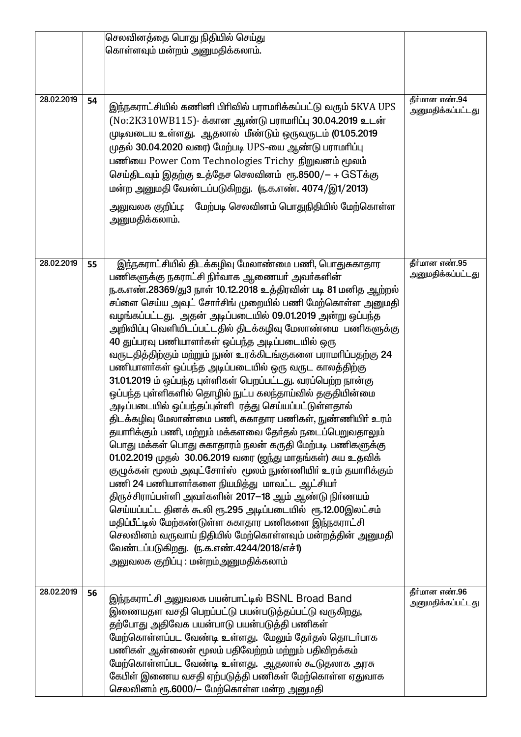| | | | |
|---|---|---|---|
| | | செலவினத்தை பொது நிதியில் செய்து<br>கொள்ளவும் மன்றம் அனுமதிக்கலாம். | |
| 28.02.2019 | 54 | இந்நகராட்சியில் கணினி பிரிவில் பராமரிக்கப்பட்டு வரும் 5KVA UPS (No:2K310WB115)- க்கான ஆண்டு பராமரிப்பு 30.04.2019 உடன் முடிவடைய உள்ளது. ஆதலால் மீண்டும் ஒருவருடம் (01.05.2019 முதல் 30.04.2020 வரை) மேற்படி UPS-யை ஆண்டு பராமரிப்பு பணியை Power Com Technologies Trichy நிறுவனம் மூலம் செய்திடவும் இதற்கு உத்தேச செலவினம் ரூ.8500/– + GSTக்கு மன்ற அனுமதி வேண்டப்படுகிறது. (ந.க.எண். 4074/இ1/2013)<br><br>அலுவலக குறிப்பு: மேற்படி செலவினம் பொதுநிதியில் மேற்கொள்ள அனுமதிக்கலாம். | தீர்மான எண்.94<br>அனுமதிக்கப்பட்டது |
| 28.02.2019 | 55 | இந்நகராட்சியில் திடக்கழிவு மேலாண்மை பணி, பொதுசுகாதார பணிகளுக்கு நகராட்சி நிர்வாக ஆணையர் அவர்களின் ந.க.எண்.28369/து3 நாள் 10.12.2018 உத்திரவின் படி 81 மனித ஆற்றல் சப்ளை செய்ய அவுட் சோர்சிங் முறையில் பணி மேற்கொள்ள அனுமதி வழங்கப்பட்டது. அதன் அடிப்படையில் 09.01.2019 அன்று ஒப்பந்த அறிவிப்பு வெளியிடப்பட்டதில் திடக்கழிவு மேலாண்மை பணிகளுக்கு 40 துப்பரவு பணியாளர்கள் ஒப்பந்த அடிப்படையில் ஒரு வருடத்தித்திற்கும் மற்றும் நுண் உரக்கிடங்குகளை பராமரிப்பதற்கு 24 பணியாளர்கள் ஒப்பந்த அடிப்படையில் ஒரு வருட காலத்திற்கு 31.01.2019 ம் ஒப்பந்த புள்ளிகள் பெறப்பட்டது. வரப்பெற்ற நான்கு ஒப்பந்த புள்ளிகளில் தொழில் நுட்ப கலந்தாய்வில் தகுதியின்மை அடிப்படையில் ஒப்பந்தப்புள்ளி ரத்து செய்யப்பட்டுள்ளதால் திடக்கழிவு மேலாண்மை பணி, சுகாதார பணிகள், நுண்ணியிர் உரம் தயாரிக்கும் பணி, மற்றும் மக்களவை தேர்தல் நடைப்பெறுவதாலும் பொது மக்கள் பொது சுகாதாரம் நலன் கருதி மேற்படி பணிகளுக்கு 01.02.2019 முதல் 30.06.2019 வரை (ஐந்து மாதங்கள்) சுய உதவிக் குழுக்கள் மூலம் அவுட்சோர்ஸ் மூலம் நுண்ணியிர் உரம் தயாரிக்கும் பணி 24 பணியாளர்களை நியமித்து மாவட்ட ஆட்சியர் திருச்சிராப்பள்ளி அவர்களின் 2017–18 ஆம் ஆண்டு நிர்ணயம் செய்யப்பட்ட தினக் கூலி ரூ.295 அடிப்படையில் ரூ.12.00இலட்சம் மதிப்பீட்டில் மேற்கண்டுள்ள சுகாதார பணிகளை இந்நகராட்சி செலவினம் வருவாய் நிதியில் மேற்கொள்ளவும் மன்றத்தின் அனுமதி வேண்டப்படுகிறது. (ந.க.எண்.4244/2018/எச்1)<br>அலுவலக குறிப்பு : மன்றம்அனுமதிக்கலாம் | தீர்மான எண்.95<br>அனுமதிக்கப்பட்டது |
| 28.02.2019 | 56 | இந்நகராட்சி அலுவலக பயன்பாட்டில் BSNL Broad Band இணையதள வசதி பெறப்பட்டு பயன்படுத்தப்பட்டு வருகிறது, தற்போது அதிவேக பயன்பாடு பயன்படுத்தி பணிகள் மேற்கொள்ளப்பட வேண்டி உள்ளது. மேலும் தேர்தல் தொடர்பாக பணிகள் ஆன்லைன் மூலம் பதிவேற்றம் மற்றும் பதிவிறக்கம் மேற்கொள்ளப்பட வேண்டி உள்ளது. ஆதலால் கூடுதலாக அரசு கேபிள் இணைய வசதி ஏற்படுத்தி பணிகள் மேற்கொள்ள ஏதுவாக செலவினம் ரூ.6000/– மேற்கொள்ள மன்ற அனுமதி | தீர்மான எண்.96<br>அனுமதிக்கப்பட்டது |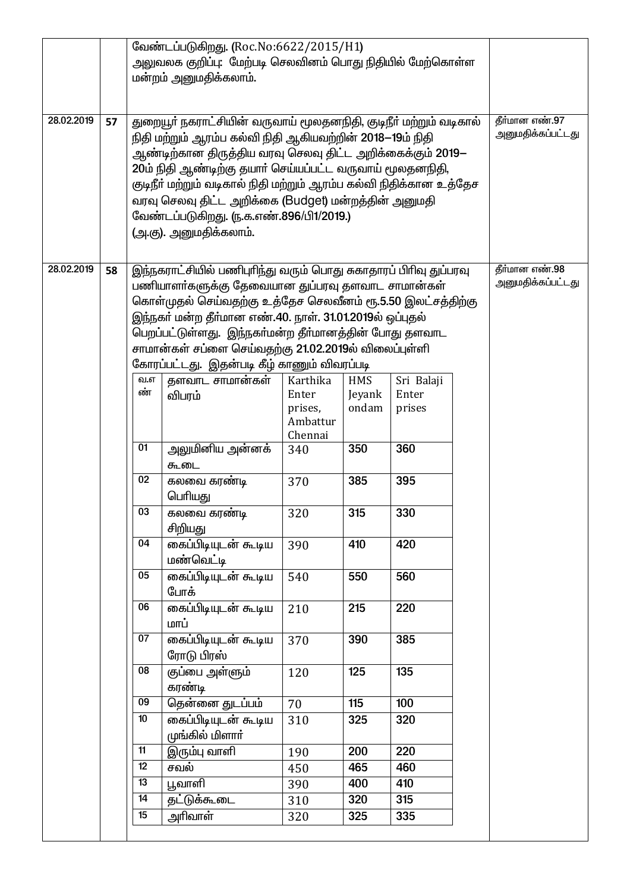| | | | |
|---|---|---|---|
| | | வேண்டப்படுகிறது. (Roc.No:6622/2015/H1)<br>அலுவலக குறிப்பு: மேற்படி செலவினம் பொது நிதியில் மேற்கொள்ள மன்றம் அனுமதிக்கலாம். | |
| 28.02.2019 | 57 | துறையூர் நகராட்சியின் வருவாய் மூலதனநிதி, குடிநீர் மற்றும் வடிகால் நிதி மற்றும் ஆரம்ப கல்வி நிதி ஆகியவற்றின் 2018–19ம் நிதி ஆண்டிற்கான திருத்திய வரவு செலவு திட்ட அறிக்கைக்கும் 2019–20ம் நிதி ஆண்டிற்கு தயார் செய்யப்பட்ட வருவாய் மூலதனநிதி, குடிநீர் மற்றும் வடிகால் நிதி மற்றும் ஆரம்ப கல்வி நிதிக்கான உத்தேச வரவு செலவு திட்ட அறிக்கை (Budget) மன்றத்தின் அனுமதி வேண்டப்படுகிறது. (ந.க.எண்.896/பி1/2019.)<br>(அ.கு). அனுமதிக்கலாம். | தீர்மான எண்.97 அனுமதிக்கப்பட்டது |
| 28.02.2019 | 58 | இந்நகராட்சியில் பணிபுரிந்து வரும் பொது சுகாதாரப் பிரிவு துப்பரவு பணியாளர்களுக்கு தேவையான துப்பரவு தளவாட சாமான்கள் கொள்முதல் செய்வதற்கு உத்தேச செலவீனம் ரூ.5.50 இலட்சத்திற்கு இந்நகர் மன்ற தீர்மான எண்.40. நாள். 31.01.2019ல் ஒப்புதல் பெறப்பட்டுள்ளது. இந்நகர்மன்ற தீர்மானத்தின் போது தளவாட சாமான்கள் சப்ளை செய்வதற்கு 21.02.2019ல் விலைப்புள்ளி கோரப்பட்டது. இதன்படி கீழ் காணும் விவரப்படி | தீர்மான எண்.98 அனுமதிக்கப்பட்டது |

| வ.எண் | தளவாட சாமான்கள் விபரம் | Karthika Enterprises, Ambattur Chennai | HMS Jeyankondam | Sri Balaji Enterprises |
|---|---|---|---|---|
| 01 | அலுமினிய அன்னக் கூடை | 340 | 350 | 360 |
| 02 | கலவை கரண்டி பெரியது | 370 | 385 | 395 |
| 03 | கலவை கரண்டி சிறியது | 320 | 315 | 330 |
| 04 | கைப்பிடியுடன் கூடிய மண்வெட்டி | 390 | 410 | 420 |
| 05 | கைப்பிடியுடன் கூடிய போக் | 540 | 550 | 560 |
| 06 | கைப்பிடியுடன் கூடிய மாப் | 210 | 215 | 220 |
| 07 | கைப்பிடியுடன் கூடிய ரோடு பிரஸ் | 370 | 390 | 385 |
| 08 | குப்பை அள்ளும் கரண்டி | 120 | 125 | 135 |
| 09 | தென்னை துடப்பம் | 70 | 115 | 100 |
| 10 | கைப்பிடியுடன் கூடிய முங்கில் மிளார் | 310 | 325 | 320 |
| 11 | இரும்பு வாளி | 190 | 200 | 220 |
| 12 | சவல் | 450 | 465 | 460 |
| 13 | பூவாளி | 390 | 400 | 410 |
| 14 | தட்டுக்கூடை | 310 | 320 | 315 |
| 15 | அரிவாள் | 320 | 325 | 335 |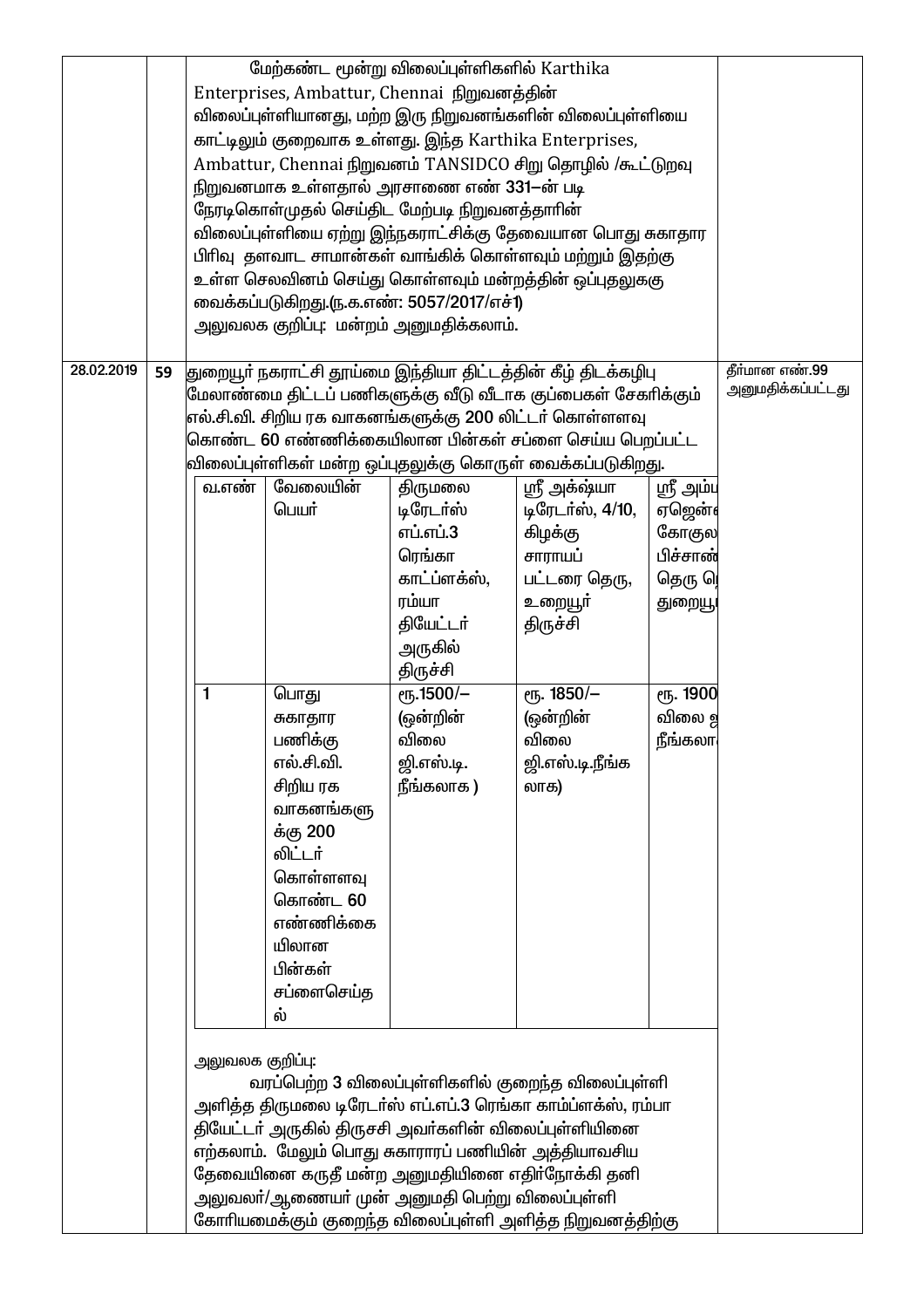| | | | |
|---|---|---|---|
| | | மேற்கண்ட மூன்று விலைப்புள்ளிகளில் Karthika Enterprises, Ambattur, Chennai நிறுவனத்தின் விலைப்புள்ளியானது, மற்ற இரு நிறுவனங்களின் விலைப்புள்ளியை காட்டிலும் குறைவாக உள்ளது. இந்த Karthika Enterprises, Ambattur, Chennai நிறுவனம் TANSIDCO சிறு தொழில் /கூட்டுறவு நிறுவனமாக உள்ளதால் அரசாணை எண் 331–ன் படி நேரடிகொள்முதல் செய்திட மேற்படி நிறுவனத்தாரின் விலைப்புள்ளியை ஏற்று இந்நகராட்சிக்கு தேவையான பொது சுகாதார பிரிவு தளவாட சாமான்கள் வாங்கிக் கொள்ளவும் மற்றும் இதற்கு உள்ள செலவினம் செய்து கொள்ளவும் மன்றத்தின் ஒப்புதலுககு வைக்கப்படுகிறது.(ந.க.எண்: 5057/2017/எச்1)<br>அலுவலக குறிப்பு: மன்றம் அனுமதிக்கலாம். | |
| 28.02.2019 | 59 | துறையூர் நகராட்சி தூய்மை இந்தியா திட்டத்தின் கீழ் திடக்கழிபு மேலாண்மை திட்டப் பணிகளுக்கு வீடு வீடாக குப்பைகள் சேகரிக்கும் எல்.சி.வி. சிறிய ரக வாகனங்களுக்கு 200 லிட்டர் கொள்ளளவு கொண்ட 60 எண்ணிக்கையிலான பின்கள் சப்ளை செய்ய பெறப்பட்ட விலைப்புள்ளிகள் மன்ற ஒப்புதலுக்கு கொருள் வைக்கப்படுகிறது. | தீர்மான எண்.99<br>அனுமதிக்கப்பட்டது |

| வ.எண் | வேலையின் பெயர் | திருமலை டிரேடர்ஸ் எப்.எப்.3 ரெங்கா காட்ப்ளக்ஸ், ரம்யா தியேட்டர் அருகில் திருச்சி | ஸ்ரீ அக்ஷ்யா டிரேடர்ஸ், 4/10, கிழக்கு சாராயப் பட்டரை தெரு, உறையூர் திருச்சி | ஸ்ரீ அம்ப ஏஜென்ச கோகுல பிச்சாண் தெரு தெ துறையூ |
|---|---|---|---|---|
| 1 | பொது சுகாதார பணிக்கு எல்.சி.வி. சிறிய ரக வாகனங்களுக்கு 200 லிட்டர் கொள்ளளவு கொண்ட 60 எண்ணிக்கையிலான பின்கள் சப்ளைசெய்தல் | ரூ.1500/– (ஒன்றின் விலை ஜி.எஸ்.டி. நீங்கலாக ) | ரூ. 1850/– (ஒன்றின் விலை ஜி.எஸ்.டி.நீங்கலாக) | ரூ. 1900 விலை ஜ நீங்கலா |

அலுவலக குறிப்பு:

வரப்பெற்ற 3 விலைப்புள்ளிகளில் குறைந்த விலைப்புள்ளி அளித்த திருமலை டிரேடர்ஸ் எப்.எப்.3 ரெங்கா காம்ப்ளக்ஸ், ரம்பா தியேட்டர் அருகில் திருசசி அவர்களின் விலைப்புள்ளியினை ஏற்கலாம். மேலும் பொது சுகாாரப் பணியின் அத்தியாவசிய தேவையினை கருதீ மன்ற அனுமதியினை எதிர்நோக்கி தனி அலுவலர்/ஆணையர் முன் அனுமதி பெற்று விலைப்புள்ளி கோரியமைக்கும் குறைந்த விலைப்புள்ளி அளித்த நிறுவனத்திற்கு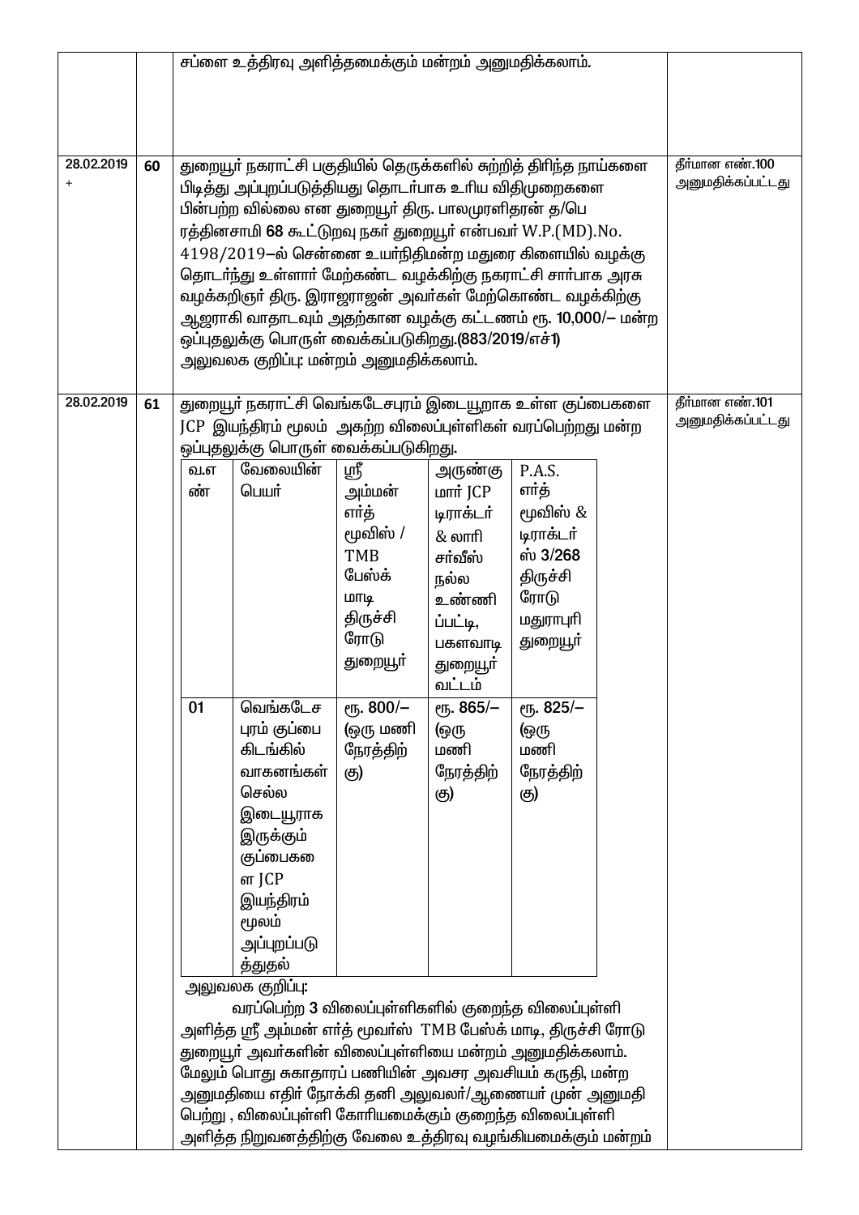| | | | |
|---|---|---|---|
| | | சப்ளை உத்திரவு அளித்தமைக்கும் மன்றம் அனுமதிக்கலாம். | |
| 28.02.2019 + | 60 | துறையூர் நகராட்சி பகுதியில் தெருக்களில் சுற்றித் திரிந்த நாய்களை பிடித்து அப்புறப்படுத்தியது தொடர்பாக உரிய விதிமுறைகளை பின்பற்ற வில்லை என துறையூர் திரு. பாலமுரளிதரன் த/பெ ரத்தினசாமி 68 கூட்டுறவு நகர் துறையூர் என்பவர் W.P.(MD).No. 4198/2019–ல் சென்னை உயர்நிதிமன்ற மதுரை கிளையில் வழக்கு தொடர்ந்து உள்ளார் மேற்கண்ட வழக்கிற்கு நகராட்சி சார்பாக அரசு வழக்கறிஞர் திரு. இராஜராஜன் அவர்கள் மேற்கொண்ட வழக்கிற்கு ஆஜராகி வாதாடவும் அதற்கான வழக்கு கட்டணம் ரூ. 10,000/– மன்ற ஒப்புதலுக்கு பொருள் வைக்கப்படுகிறது.(883/2019/எச்1)<br>அலுவலக குறிப்பு: மன்றம் அனுமதிக்கலாம். | தீர்மான எண்.100 அனுமதிக்கப்பட்டது |
| 28.02.2019 | 61 | துறையூர் நகராட்சி வெங்கடேசபுரம் இடையூறாக உள்ள குப்பைகளை JCP இயந்திரம் மூலம் அகற்ற விலைப்புள்ளிகள் வரப்பெற்றது மன்ற ஒப்புதலுக்கு பொருள் வைக்கப்படுகிறது.<br><br>வ.எண்: 01 — வேலையின் பெயர்: வெங்கடேசபுரம் குப்பை கிடங்கில் வாகனங்கள் செல்ல இடையூராக இருக்கும் குப்பைகளை JCP இயந்திரம் மூலம் அப்புறப்படுத்துதல்<br>• ஸ்ரீ அம்மன் எர்த் மூவிஸ் / TMB பேஸ்க் மாடி திருச்சி ரோடு துறையூர்: ரூ. 800/– (ஒரு மணி நேரத்திற்கு)<br>• அருண்குமார் JCP டிராக்டர் & லாரி சர்வீஸ் நல்ல உண்ணிப்பட்டி, பகளவாடி துறையூர் வட்டம்: ரூ. 865/– (ஒரு மணி நேரத்திற்கு)<br>• P.A.S. எர்த் மூவிஸ் & டிராக்டர்ஸ் 3/268 திருச்சி ரோடு மதுராபுரி துறையூர்: ரூ. 825/– (ஒரு மணி நேரத்திற்கு)<br><br>அலுவலக குறிப்பு:<br>வரப்பெற்ற 3 விலைப்புள்ளிகளில் குறைந்த விலைப்புள்ளி அளித்த ஸ்ரீ அம்மன் எர்த் மூவர்ஸ் TMB பேஸ்க் மாடி, திருச்சி ரோடு துறையூர் அவர்களின் விலைப்புள்ளியை மன்றம் அனுமதிக்கலாம். மேலும் பொது சுகாதாரப் பணியின் அவசர அவசியம் கருதி, மன்ற அனுமதியை எதிர் நோக்கி தனி அலுவலர்/ஆணையர் முன் அனுமதி பெற்று , விலைப்புள்ளி கோரியமைக்கும் குறைந்த விலைப்புள்ளி அளித்த நிறுவனத்திற்கு வேலை உத்திரவு வழங்கியமைக்கும் மன்றம் | தீர்மான எண்.101 அனுமதிக்கப்பட்டது |

| வ.எண் | வேலையின் பெயர் | ஸ்ரீ அம்மன் எர்த் மூவிஸ் / TMB பேஸ்க் மாடி திருச்சி ரோடு துறையூர் | அருண்குமார் JCP டிராக்டர் & லாரி சர்வீஸ் நல்ல உண்ணிப்பட்டி, பகளவாடி துறையூர் வட்டம் | P.A.S. எர்த் மூவிஸ் & டிராக்டர்ஸ் 3/268 திருச்சி ரோடு மதுராபுரி துறையூர் |
|---|---|---|---|---|
| 01 | வெங்கடேசபுரம் குப்பை கிடங்கில் வாகனங்கள் செல்ல இடையூராக இருக்கும் குப்பைகளை JCP இயந்திரம் மூலம் அப்புறப்படுத்துதல் | ரூ. 800/– (ஒரு மணி நேரத்திற்கு) | ரூ. 865/– (ஒரு மணி நேரத்திற்கு) | ரூ. 825/– (ஒரு மணி நேரத்திற்கு) |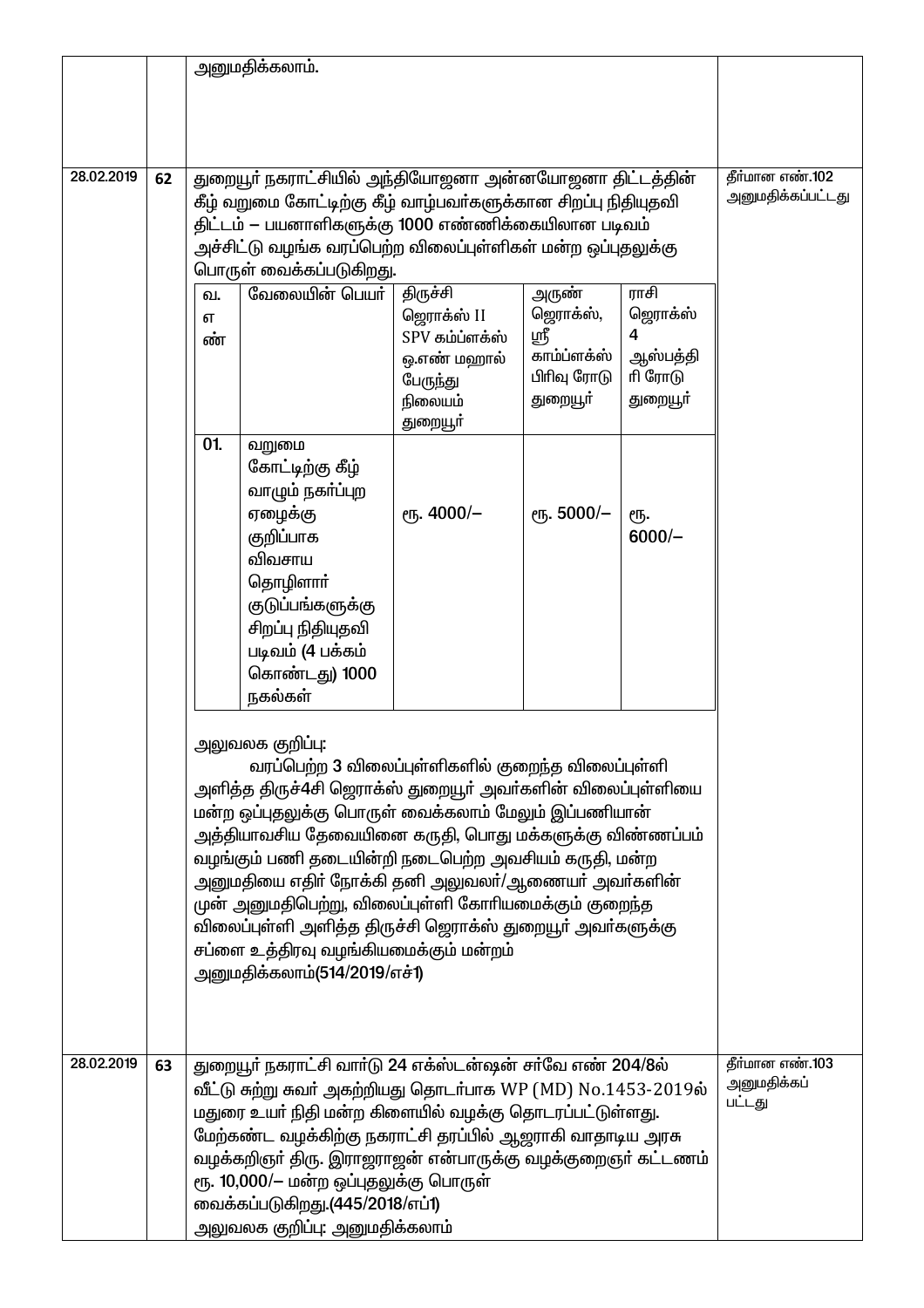| | | | |
|---|---|---|---|
| | | அனுமதிக்கலாம். | |
| 28.02.2019 | 62 | துறையூர் நகராட்சியில் அந்தியோஜனா அன்னயோஜனா திட்டத்தின் கீழ் வறுமை கோட்டிற்கு கீழ் வாழ்பவர்களுக்கான சிறப்பு நிதியுதவி திட்டம் – பயனாளிகளுக்கு 1000 எண்ணிக்கையிலான படிவம் அச்சிட்டு வழங்க வரப்பெற்ற விலைப்புள்ளிகள் மன்ற ஒப்புதலுக்கு பொருள் வைக்கப்படுகிறது. (விலைப்புள்ளி விவரம் கீழே உள்ள அட்டவணையில்) | தீர்மான எண்.102 அனுமதிக்கப்பட்டது |

| வ. எண் | வேலையின் பெயர் | திருச்சி ஜெராக்ஸ் II SPV கம்ப்ளக்ஸ் ஒ.எண் மஹால் பேருந்து நிலையம் துறையூர் | அருண் ஜெராக்ஸ், ஸ்ரீ காம்ப்ளக்ஸ் பிரிவு ரோடு துறையூர் | ராசி ஜெராக்ஸ் 4 ஆஸ்பத்திரி ரோடு துறையூர் |
|---|---|---|---|---|
| 01. | வறுமை கோட்டிற்கு கீழ் வாழும் நகர்ப்புற ஏழைக்கு குறிப்பாக விவசாய தொழிலாளர் குடும்பங்களுக்கு சிறப்பு நிதியுதவி படிவம் (4 பக்கம் கொண்டது) 1000 நகல்கள் | ரூ. 4000/– | ரூ. 5000/– | ரூ. 6000/– |

அலுவலக குறிப்பு:

வரப்பெற்ற 3 விலைப்புள்ளிகளில் குறைந்த விலைப்புள்ளி அளித்த திருச்4சி ஜெராக்ஸ் துறையூர் அவர்களின் விலைப்புள்ளியை மன்ற ஒப்புதலுக்கு பொருள் வைக்கலாம் மேலும் இப்பணியான் அத்தியாவசிய தேவையினை கருதி, பொது மக்களுக்கு விண்ணப்பம் வழங்கும் பணி தடையின்றி நடைபெற்ற அவசியம் கருதி, மன்ற அனுமதியை எதிர் நோக்கி தனி அலுவலர்/ஆணையர் அவர்களின் முன் அனுமதிபெற்று, விலைப்புள்ளி கோரியமைக்கும் குறைந்த விலைப்புள்ளி அளித்த திருச்சி ஜெராக்ஸ் துறையூர் அவர்களுக்கு சப்ளை உத்திரவு வழங்கியமைக்கும் மன்றம் அனுமதிக்கலாம்(514/2019/எச்1)

| | | | |
|---|---|---|---|
| 28.02.2019 | 63 | துறையூர் நகராட்சி வார்டு 24 எக்ஸ்டன்ஷன் சர்வே எண் 204/8ல் வீட்டு சுற்று சுவர் அகற்றியது தொடர்பாக WP (MD) No.1453-2019ல் மதுரை உயர் நிதி மன்ற கிளையில் வழக்கு தொடரப்பட்டுள்ளது. மேற்கண்ட வழக்கிற்கு நகராட்சி தரப்பில் ஆஜராகி வாதாடிய அரசு வழக்கறிஞர் திரு. இராஜராஜன் என்பாருக்கு வழக்குறைஞர் கட்டணம் ரூ. 10,000/– மன்ற ஒப்புதலுக்கு பொருள் வைக்கப்படுகிறது.(445/2018/எப்1)<br>அலுவலக குறிப்பு: அனுமதிக்கலாம் | தீர்மான எண்.103 அனுமதிக்கப் பட்டது |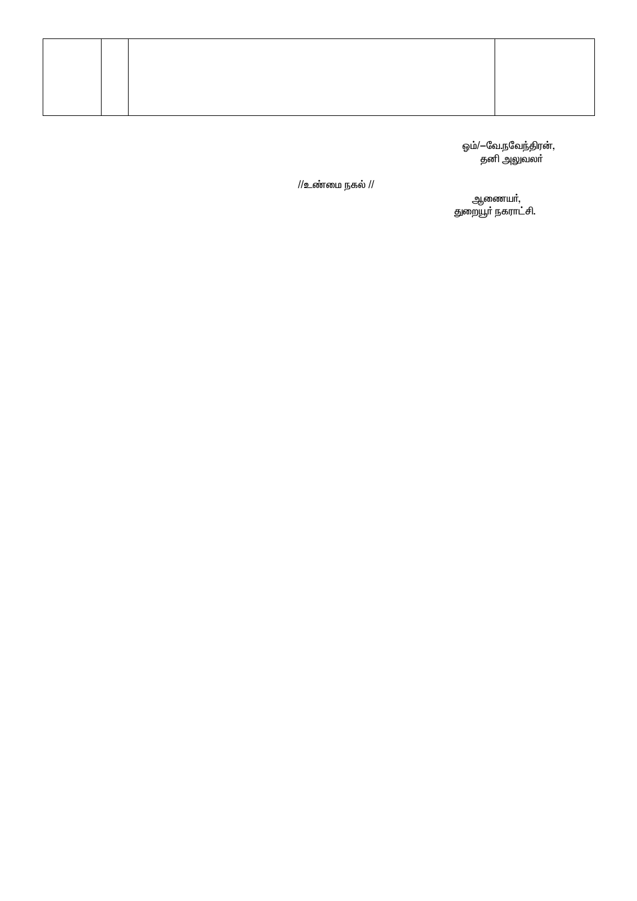| | | | |
|---|---|---|---|
| | | | |

ஒம்/—வே.நவேந்திரன்,
தனி அலுவலர்

//உண்மை நகல் //

ஆணையர்,
துறையூர் நகராட்சி.